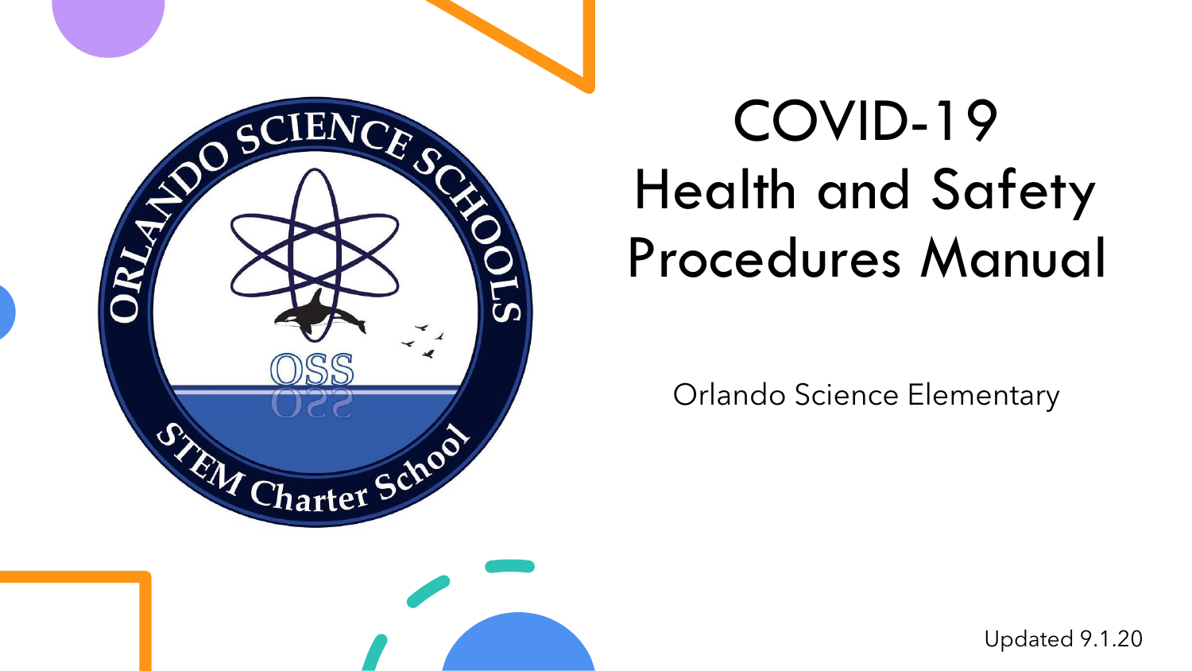# COVID-19 Health and Safety Procedures Manual

Orlando Science Elementary

Updated 9.1.20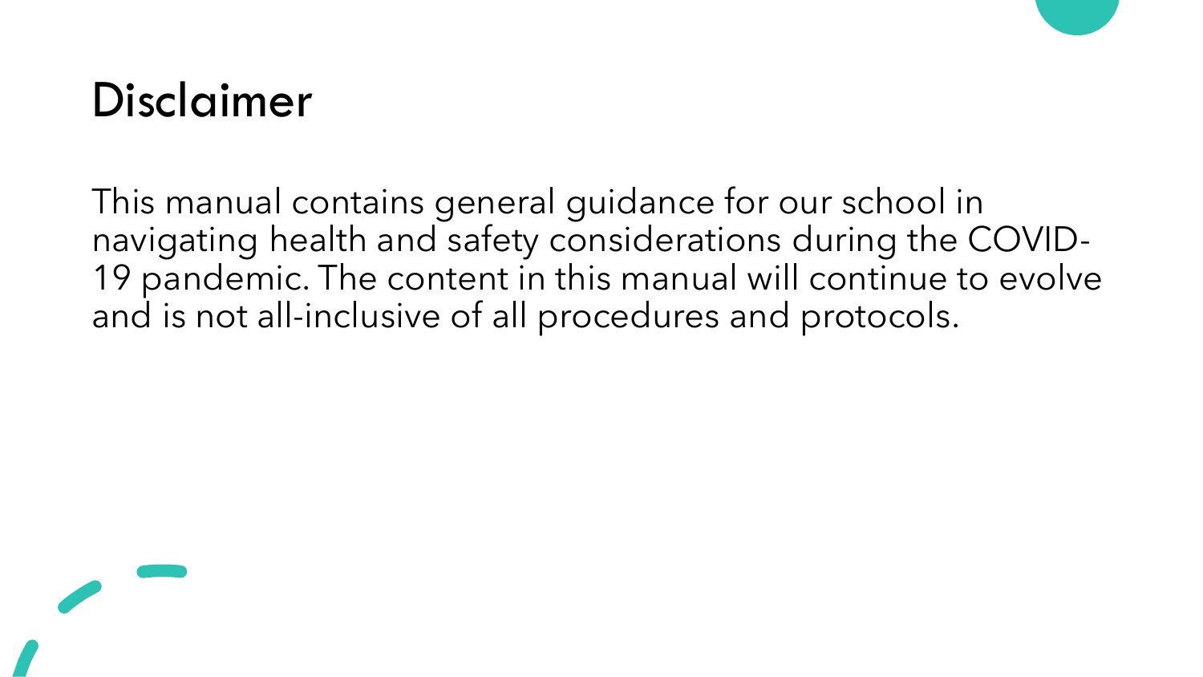# Disclaimer

This manual contains general guidance for our school in navigating health and safety considerations during the COVID-19 pandemic. The content in this manual will continue to evolve and is not all-inclusive of all procedures and protocols.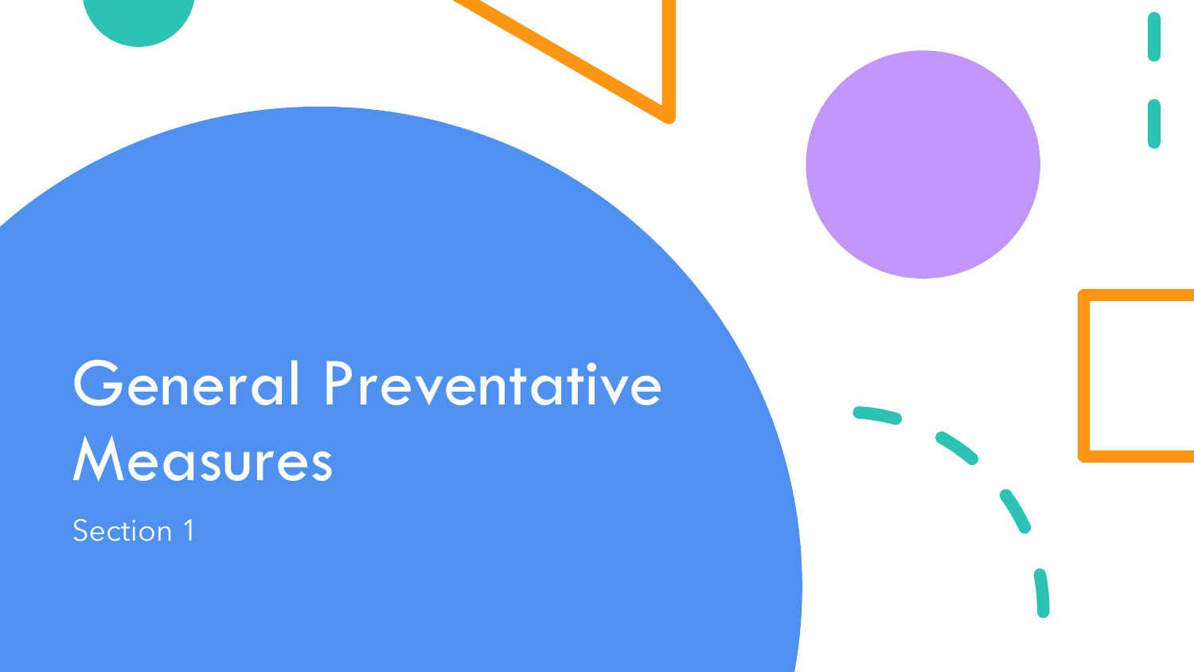# General Preventative Measures

Section 1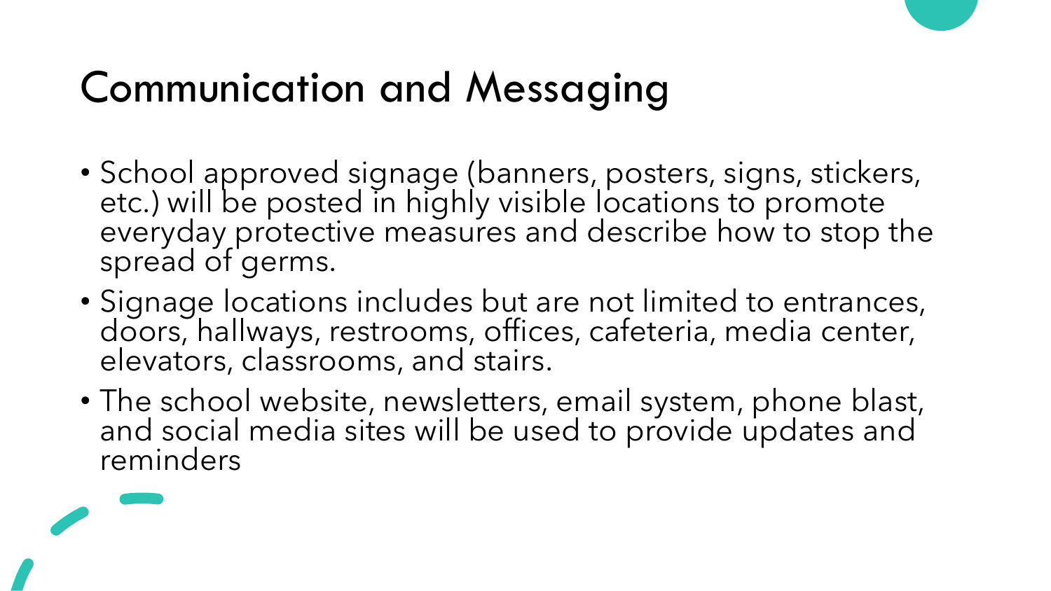# Communication and Messaging

- School approved signage (banners, posters, signs, stickers, etc.) will be posted in highly visible locations to promote everyday protective measures and describe how to stop the spread of germs.
- Signage locations includes but are not limited to entrances, doors, hallways, restrooms, offices, cafeteria, media center, elevators, classrooms, and stairs.
- The school website, newsletters, email system, phone blast, and social media sites will be used to provide updates and reminders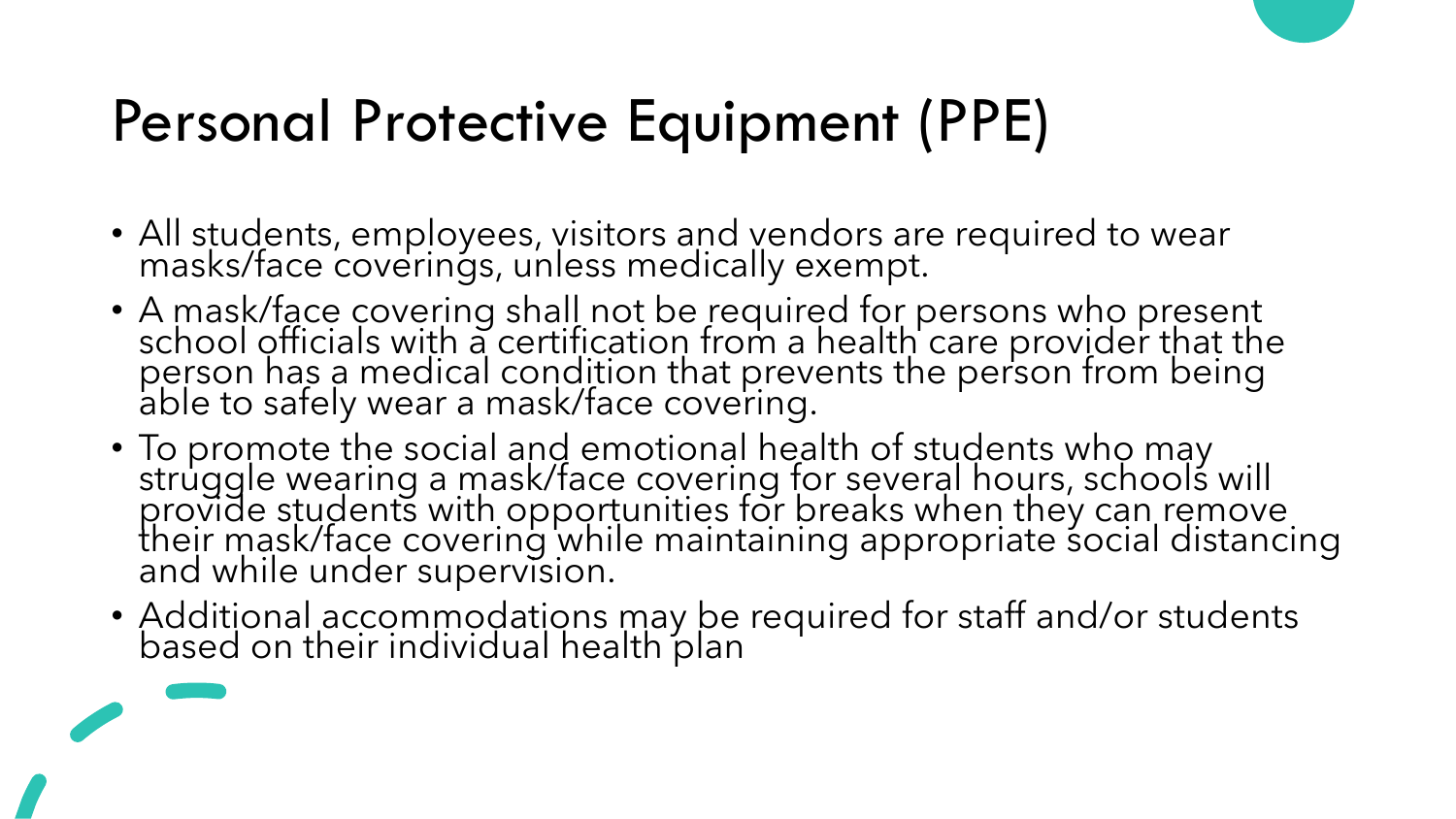# Personal Protective Equipment (PPE)

- All students, employees, visitors and vendors are required to wear masks/face coverings, unless medically exempt.
- A mask/face covering shall not be required for persons who present school officials with a certification from a health care provider that the person has a medical condition that prevents the person from being able to safely wear a mask/face covering.
- To promote the social and emotional health of students who may struggle wearing a mask/face covering for several hours, schools will provide students with opportunities for breaks when they can remove their mask/face covering while maintaining appropriate social distancing and while under supervision.
- Additional accommodations may be required for staff and/or students based on their individual health plan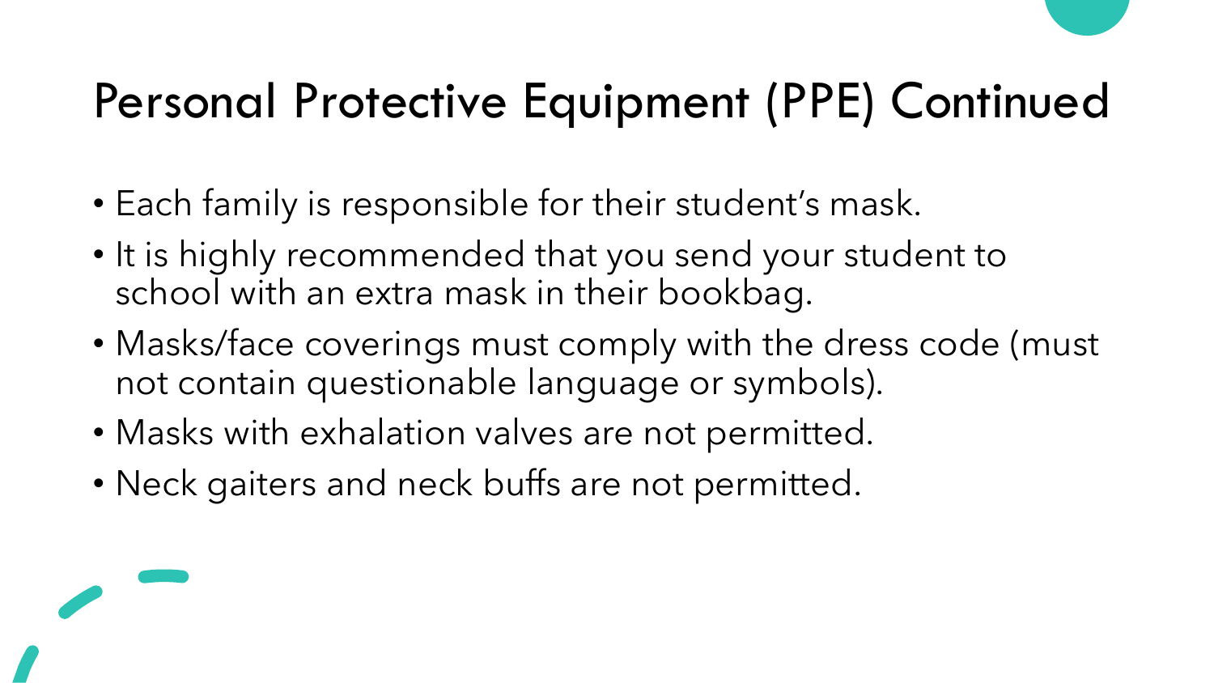# Personal Protective Equipment (PPE) Continued

- Each family is responsible for their student's mask.
- It is highly recommended that you send your student to school with an extra mask in their bookbag.
- Masks/face coverings must comply with the dress code (must not contain questionable language or symbols).
- Masks with exhalation valves are not permitted.
- Neck gaiters and neck buffs are not permitted.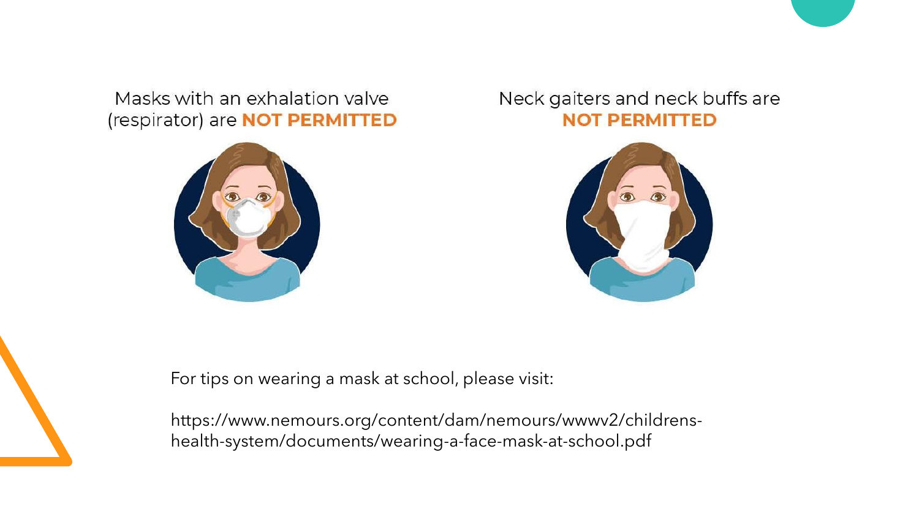Masks with an exhalation valve (respirator) are **NOT PERMITTED**

Neck gaiters and neck buffs are **NOT PERMITTED**

For tips on wearing a mask at school, please visit:

https://www.nemours.org/content/dam/nemours/wwwv2/childrens-health-system/documents/wearing-a-face-mask-at-school.pdf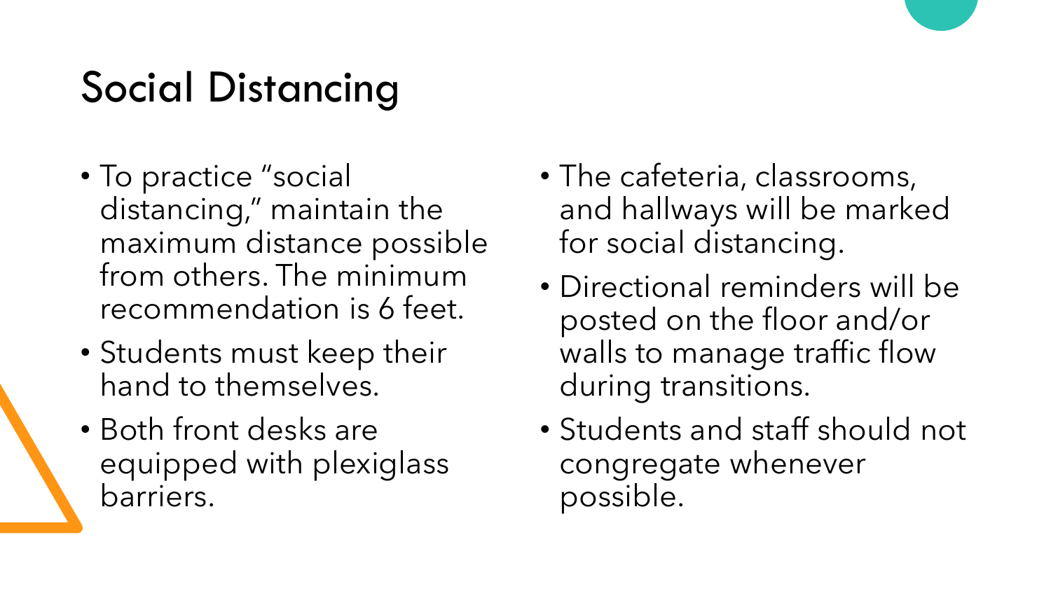# Social Distancing

- To practice "social distancing," maintain the maximum distance possible from others. The minimum recommendation is 6 feet.
- Students must keep their hand to themselves.
- Both front desks are equipped with plexiglass barriers.
- The cafeteria, classrooms, and hallways will be marked for social distancing.
- Directional reminders will be posted on the floor and/or walls to manage traffic flow during transitions.
- Students and staff should not congregate whenever possible.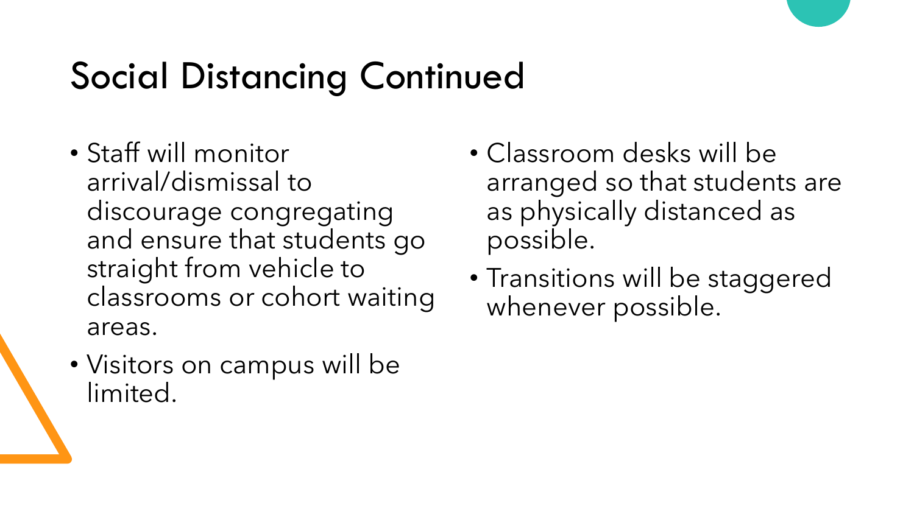# Social Distancing Continued

- Staff will monitor arrival/dismissal to discourage congregating and ensure that students go straight from vehicle to classrooms or cohort waiting areas.
- Visitors on campus will be limited.
- Classroom desks will be arranged so that students are as physically distanced as possible.
- Transitions will be staggered whenever possible.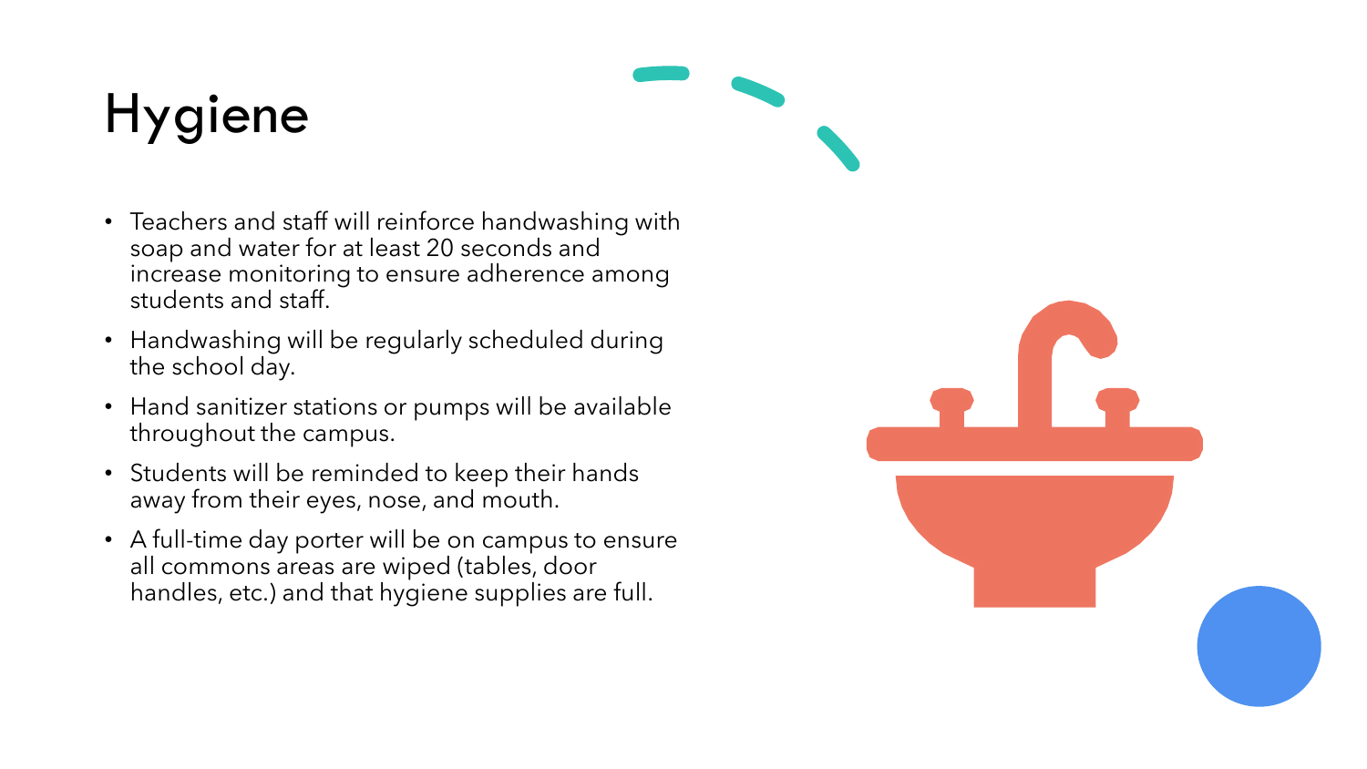# Hygiene

- Teachers and staff will reinforce handwashing with soap and water for at least 20 seconds and increase monitoring to ensure adherence among students and staff.
- Handwashing will be regularly scheduled during the school day.
- Hand sanitizer stations or pumps will be available throughout the campus.
- Students will be reminded to keep their hands away from their eyes, nose, and mouth.
- A full-time day porter will be on campus to ensure all commons areas are wiped (tables, door handles, etc.) and that hygiene supplies are full.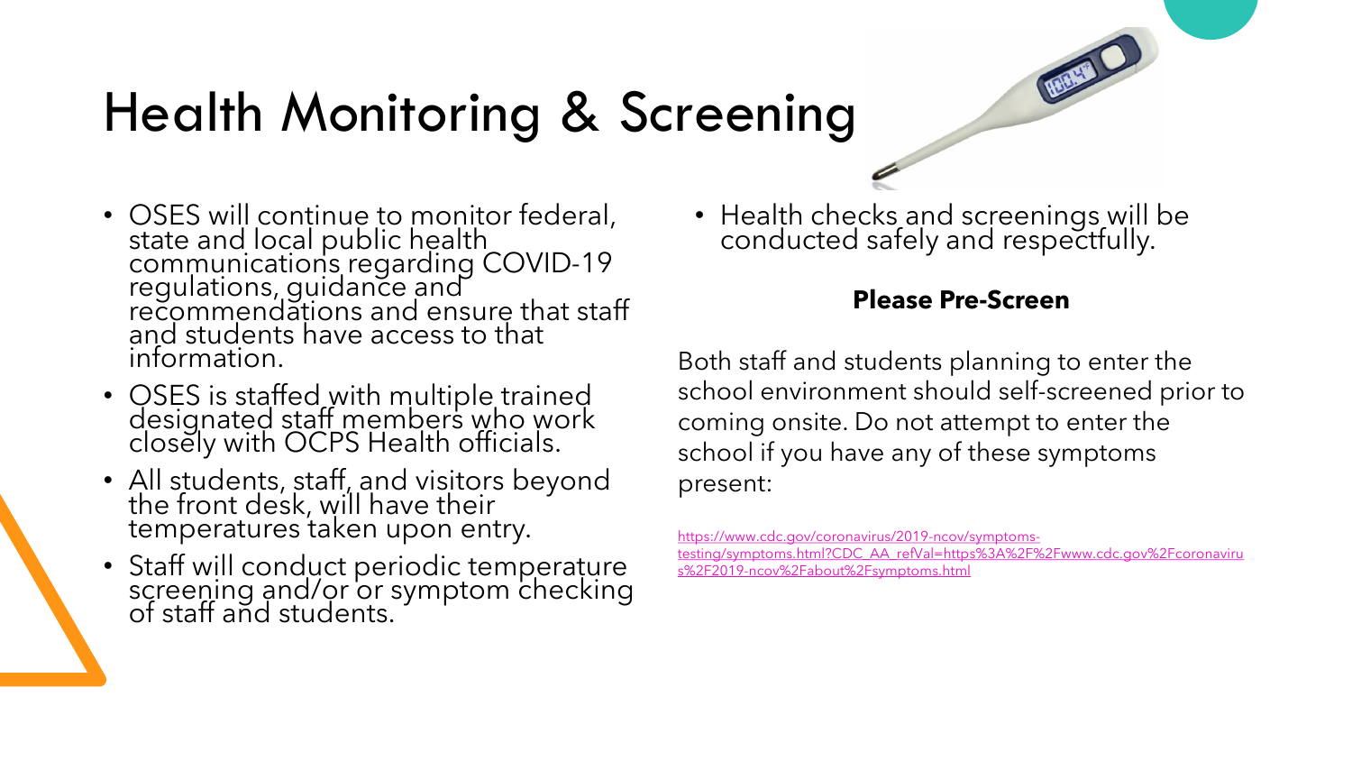# Health Monitoring & Screening

- OSES will continue to monitor federal, state and local public health communications regarding COVID-19 regulations, guidance and recommendations and ensure that staff and students have access to that information.
- OSES is staffed with multiple trained designated staff members who work closely with OCPS Health officials.
- All students, staff, and visitors beyond the front desk, will have their temperatures taken upon entry.
- Staff will conduct periodic temperature screening and/or or symptom checking of staff and students.

- Health checks and screenings will be conducted safely and respectfully.

**Please Pre-Screen**

Both staff and students planning to enter the school environment should self-screened prior to coming onsite. Do not attempt to enter the school if you have any of these symptoms present:

https://www.cdc.gov/coronavirus/2019-ncov/symptoms-testing/symptoms.html?CDC_AA_refVal=https%3A%2F%2Fwww.cdc.gov%2Fcoronavirus%2F2019-ncov%2Fabout%2Fsymptoms.html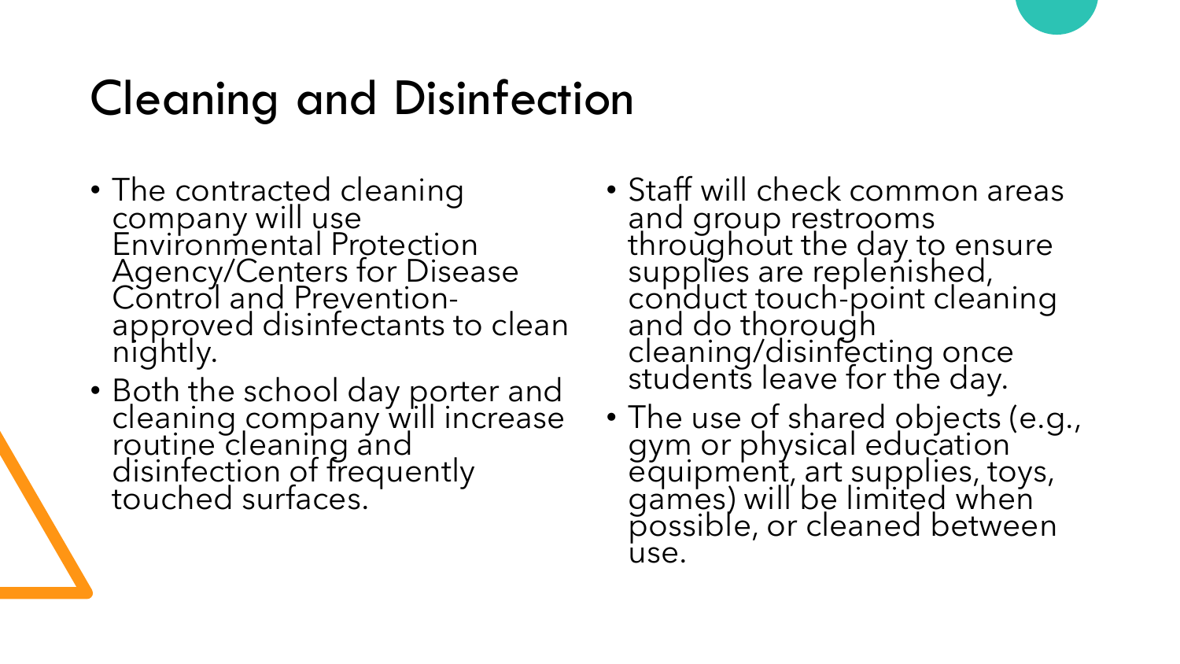# Cleaning and Disinfection

- The contracted cleaning company will use Environmental Protection Agency/Centers for Disease Control and Prevention-approved disinfectants to clean nightly.
- Both the school day porter and cleaning company will increase routine cleaning and disinfection of frequently touched surfaces.
- Staff will check common areas and group restrooms throughout the day to ensure supplies are replenished, conduct touch-point cleaning and do thorough cleaning/disinfecting once students leave for the day.
- The use of shared objects (e.g., gym or physical education equipment, art supplies, toys, games) will be limited when possible, or cleaned between use.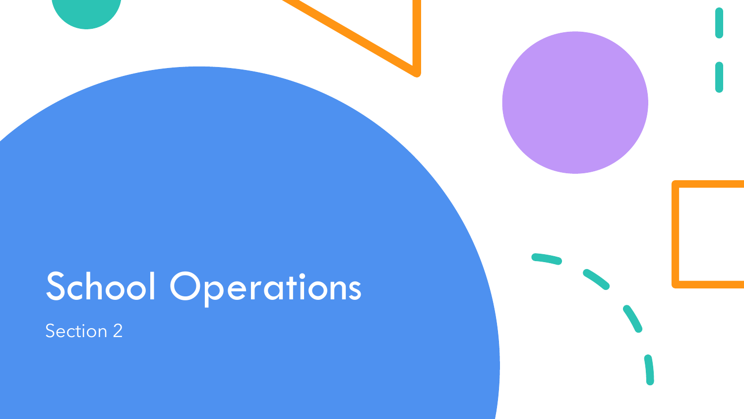# School Operations

Section 2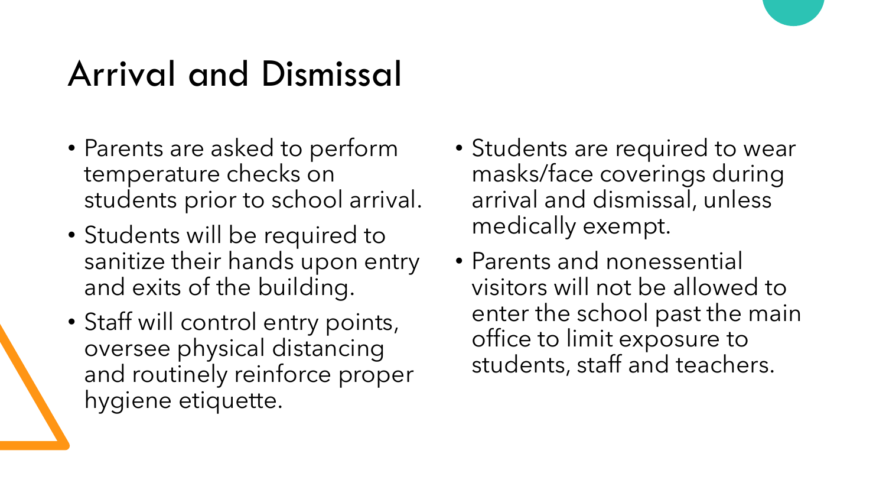# Arrival and Dismissal

- Parents are asked to perform temperature checks on students prior to school arrival.
- Students will be required to sanitize their hands upon entry and exits of the building.
- Staff will control entry points, oversee physical distancing and routinely reinforce proper hygiene etiquette.
- Students are required to wear masks/face coverings during arrival and dismissal, unless medically exempt.
- Parents and nonessential visitors will not be allowed to enter the school past the main office to limit exposure to students, staff and teachers.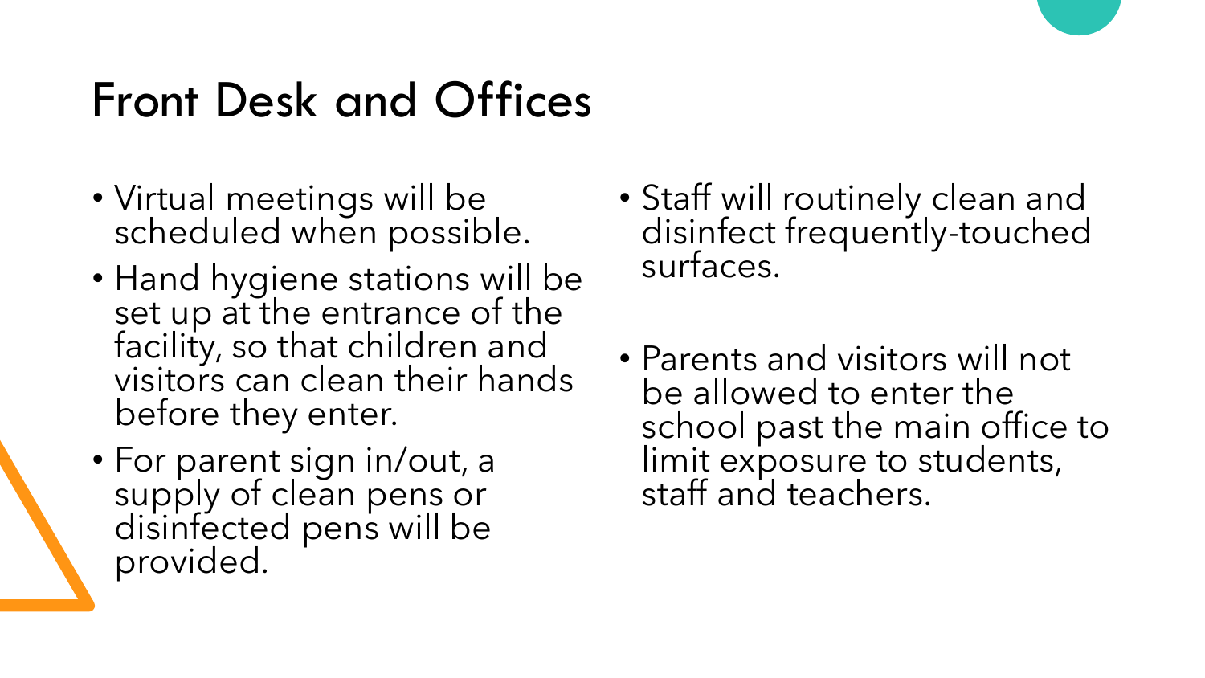# Front Desk and Offices

- Virtual meetings will be scheduled when possible.
- Hand hygiene stations will be set up at the entrance of the facility, so that children and visitors can clean their hands before they enter.
- For parent sign in/out, a supply of clean pens or disinfected pens will be provided.
- Staff will routinely clean and disinfect frequently-touched surfaces.
- Parents and visitors will not be allowed to enter the school past the main office to limit exposure to students, staff and teachers.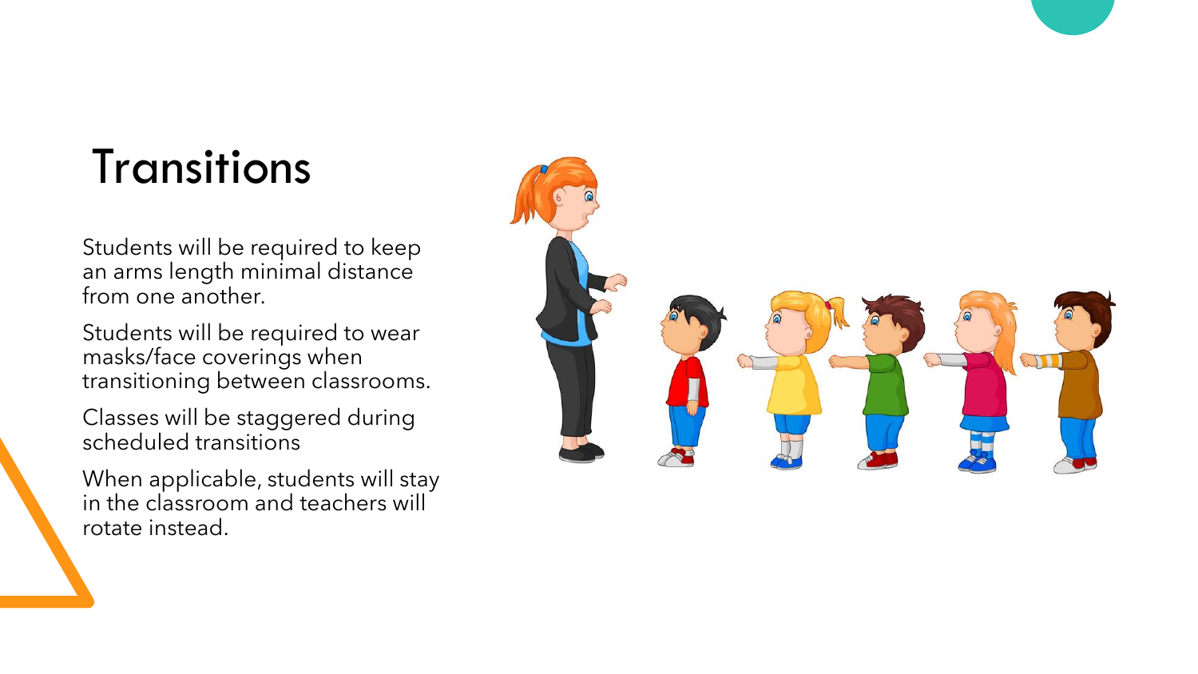# Transitions

Students will be required to keep an arms length minimal distance from one another.

Students will be required to wear masks/face coverings when transitioning between classrooms.

Classes will be staggered during scheduled transitions

When applicable, students will stay in the classroom and teachers will rotate instead.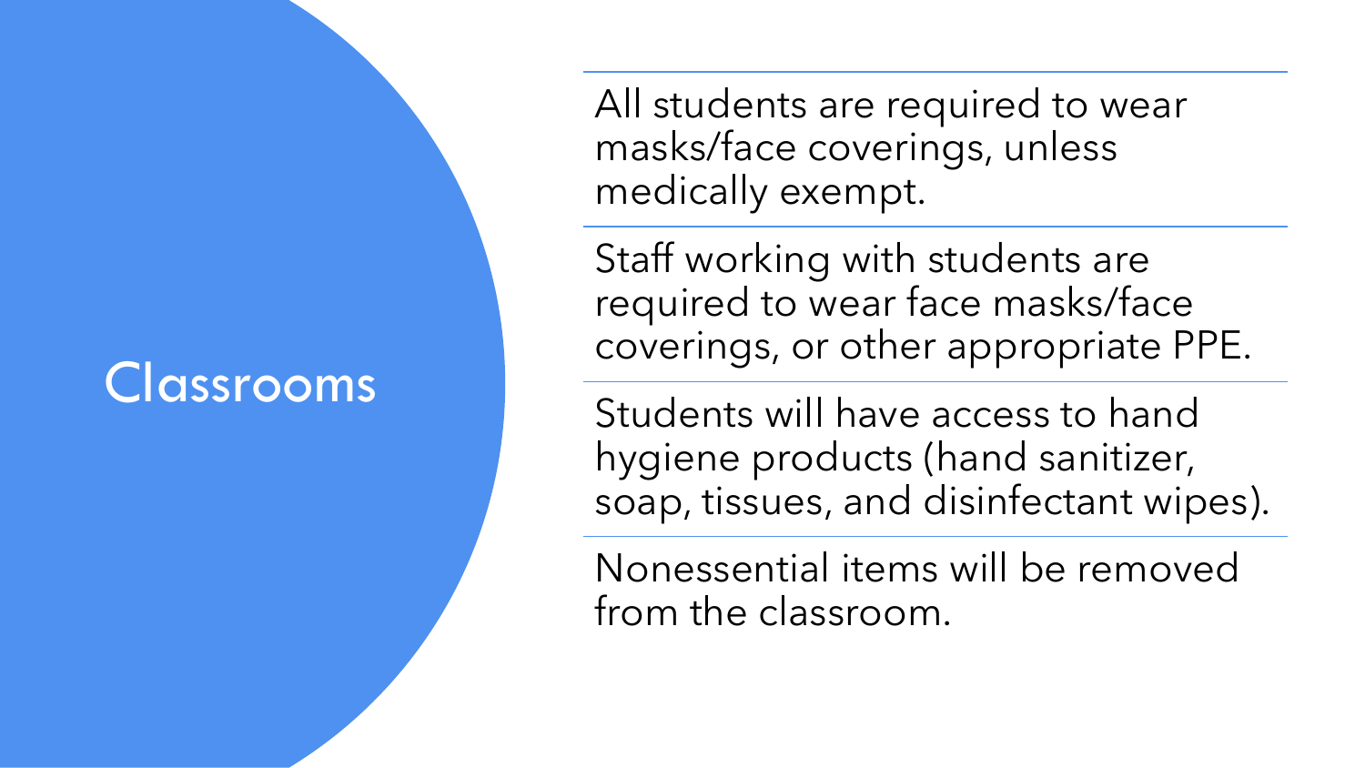# Classrooms

All students are required to wear masks/face coverings, unless medically exempt.

Staff working with students are required to wear face masks/face coverings, or other appropriate PPE.

Students will have access to hand hygiene products (hand sanitizer, soap, tissues, and disinfectant wipes).

Nonessential items will be removed from the classroom.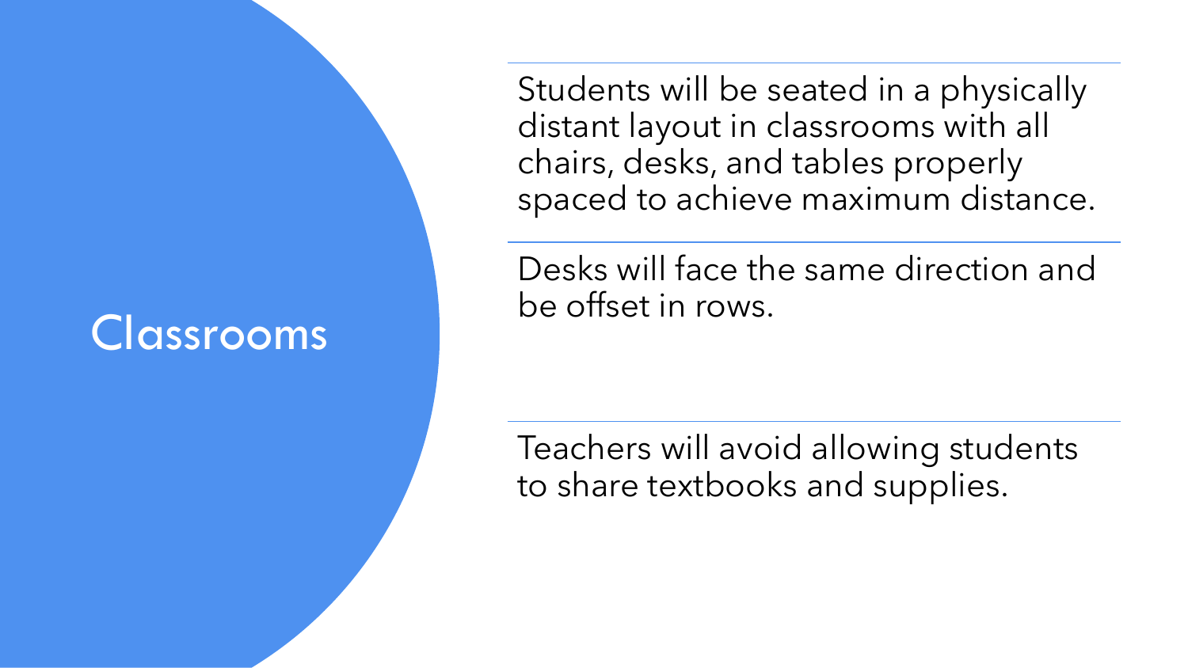# Classrooms

Students will be seated in a physically distant layout in classrooms with all chairs, desks, and tables properly spaced to achieve maximum distance.

Desks will face the same direction and be offset in rows.

Teachers will avoid allowing students to share textbooks and supplies.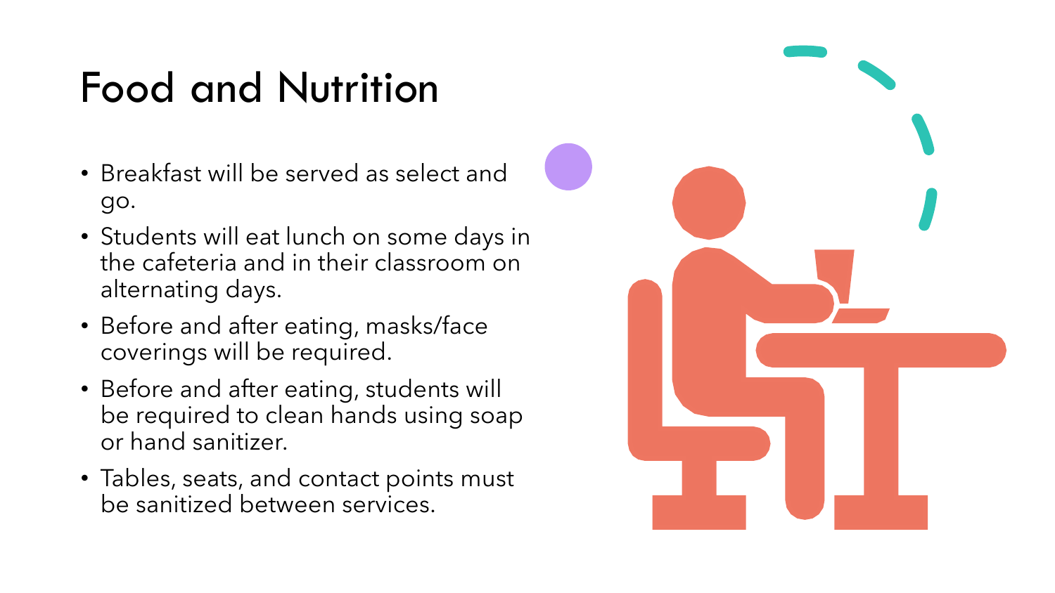# Food and Nutrition

- Breakfast will be served as select and go.
- Students will eat lunch on some days in the cafeteria and in their classroom on alternating days.
- Before and after eating, masks/face coverings will be required.
- Before and after eating, students will be required to clean hands using soap or hand sanitizer.
- Tables, seats, and contact points must be sanitized between services.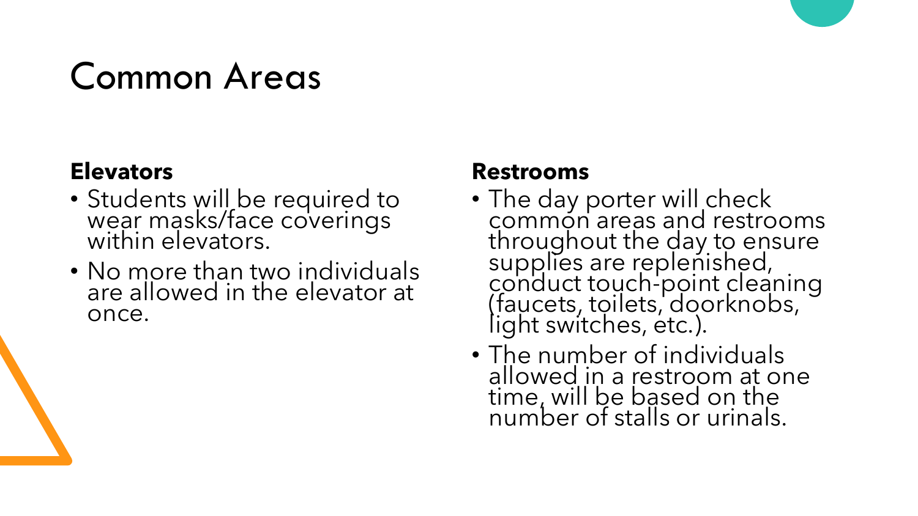# Common Areas

**Elevators**

- Students will be required to wear masks/face coverings within elevators.
- No more than two individuals are allowed in the elevator at once.

**Restrooms**

- The day porter will check common areas and restrooms throughout the day to ensure supplies are replenished, conduct touch-point cleaning (faucets, toilets, doorknobs, light switches, etc.).
- The number of individuals allowed in a restroom at one time, will be based on the number of stalls or urinals.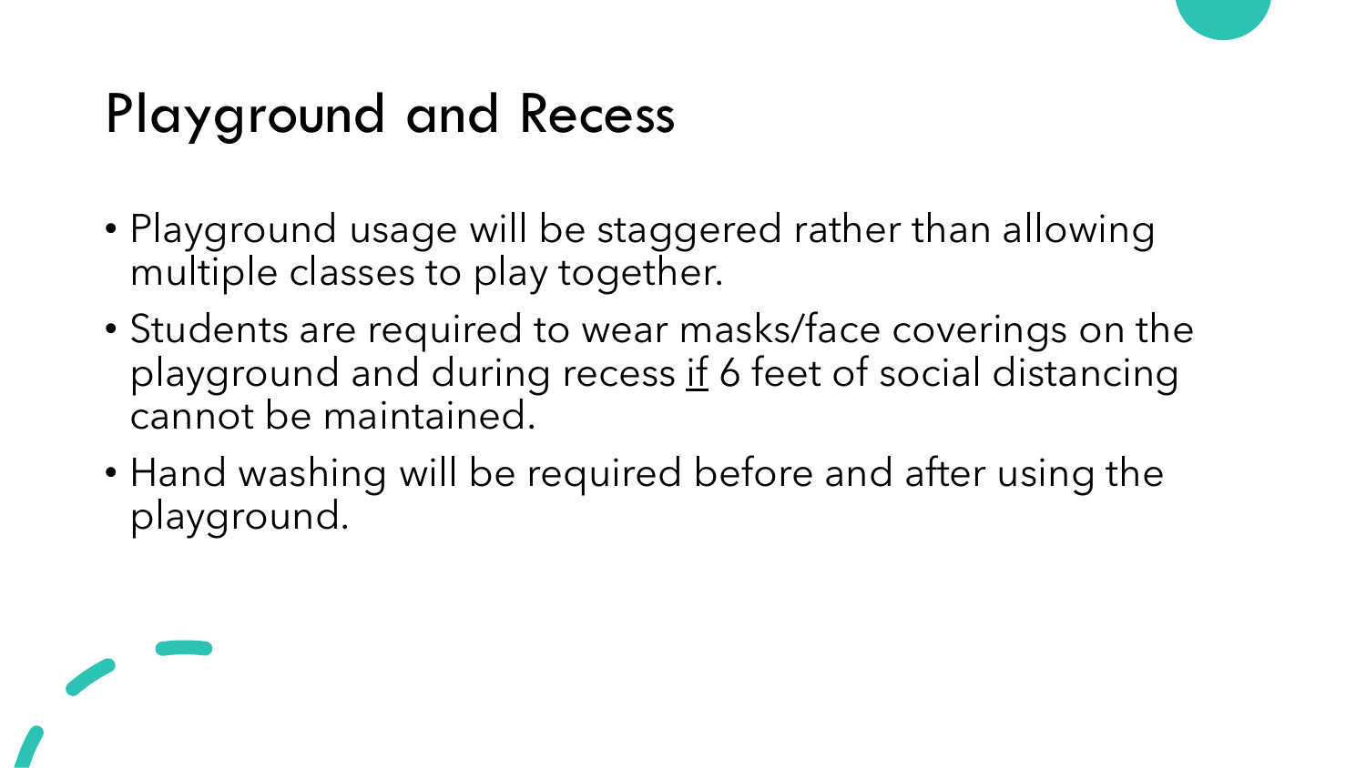# Playground and Recess

- Playground usage will be staggered rather than allowing multiple classes to play together.
- Students are required to wear masks/face coverings on the playground and during recess <u>if</u> 6 feet of social distancing cannot be maintained.
- Hand washing will be required before and after using the playground.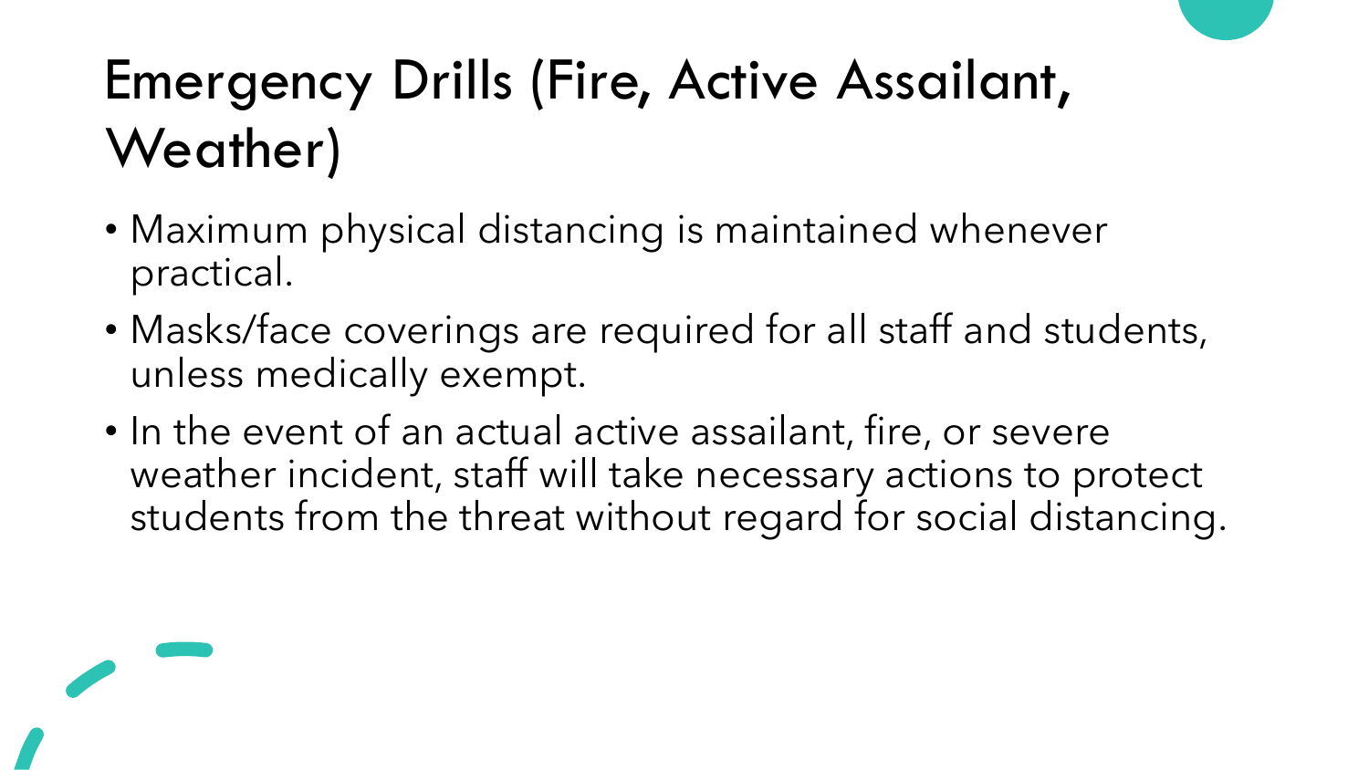# Emergency Drills (Fire, Active Assailant, Weather)

- Maximum physical distancing is maintained whenever practical.
- Masks/face coverings are required for all staff and students, unless medically exempt.
- In the event of an actual active assailant, fire, or severe weather incident, staff will take necessary actions to protect students from the threat without regard for social distancing.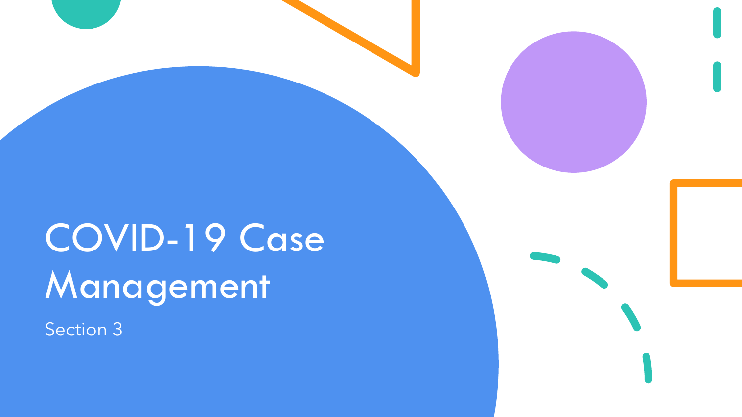# COVID-19 Case Management

Section 3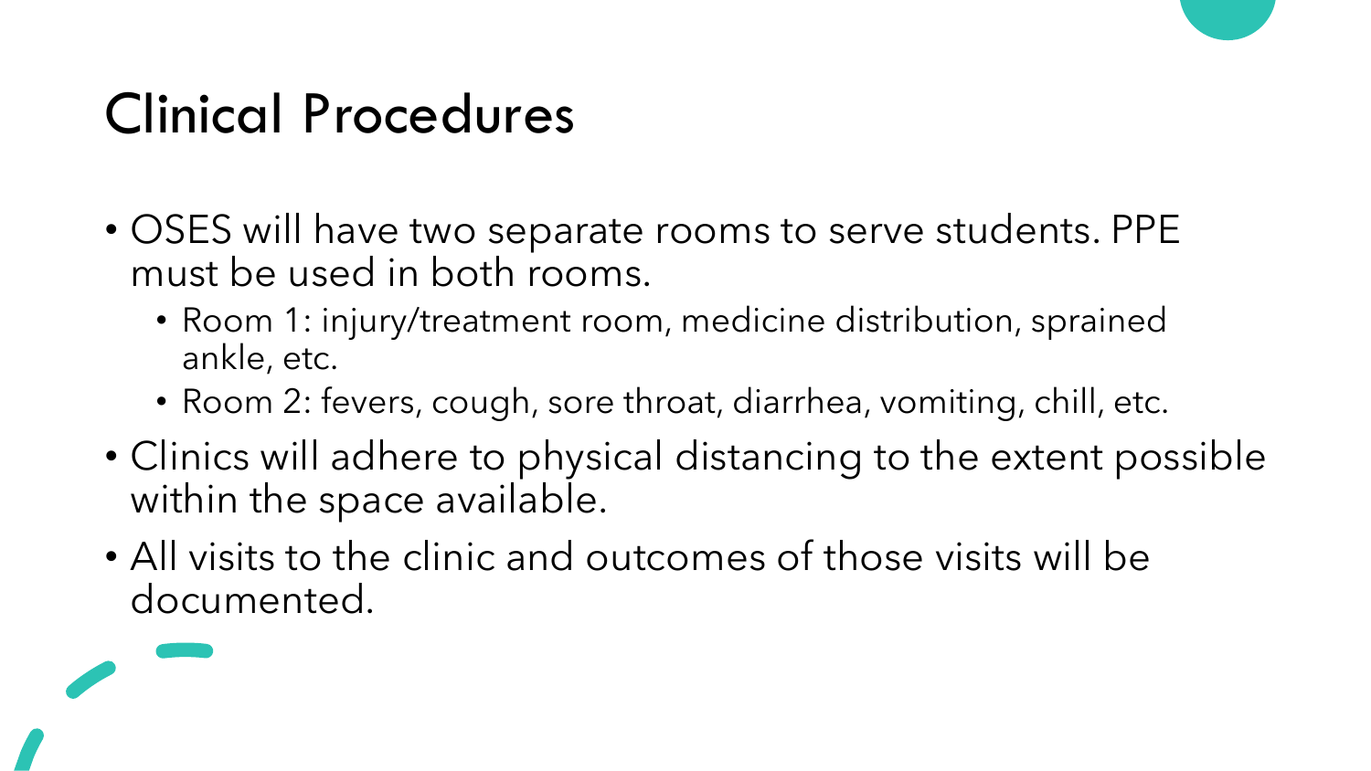# Clinical Procedures

- OSES will have two separate rooms to serve students. PPE must be used in both rooms.
  - Room 1: injury/treatment room, medicine distribution, sprained ankle, etc.
  - Room 2: fevers, cough, sore throat, diarrhea, vomiting, chill, etc.
- Clinics will adhere to physical distancing to the extent possible within the space available.
- All visits to the clinic and outcomes of those visits will be documented.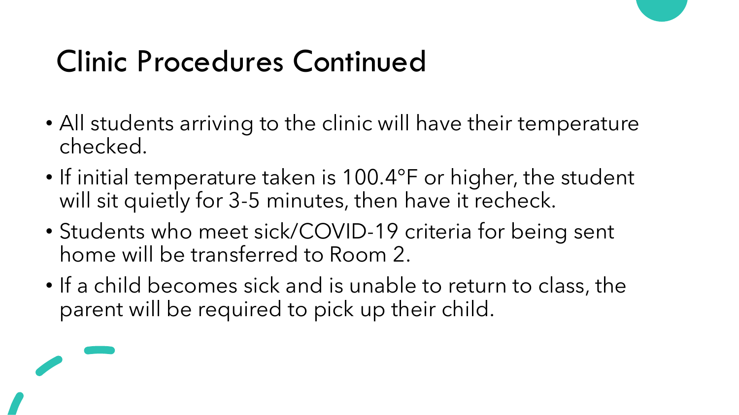# Clinic Procedures Continued

- All students arriving to the clinic will have their temperature checked.
- If initial temperature taken is 100.4°F or higher, the student will sit quietly for 3-5 minutes, then have it recheck.
- Students who meet sick/COVID-19 criteria for being sent home will be transferred to Room 2.
- If a child becomes sick and is unable to return to class, the parent will be required to pick up their child.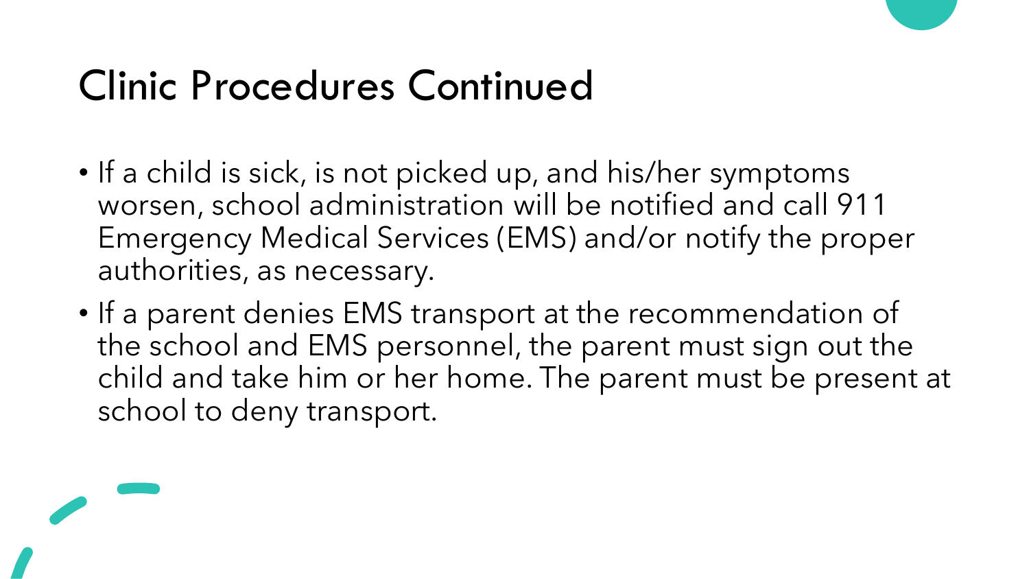# Clinic Procedures Continued

- If a child is sick, is not picked up, and his/her symptoms worsen, school administration will be notified and call 911 Emergency Medical Services (EMS) and/or notify the proper authorities, as necessary.
- If a parent denies EMS transport at the recommendation of the school and EMS personnel, the parent must sign out the child and take him or her home. The parent must be present at school to deny transport.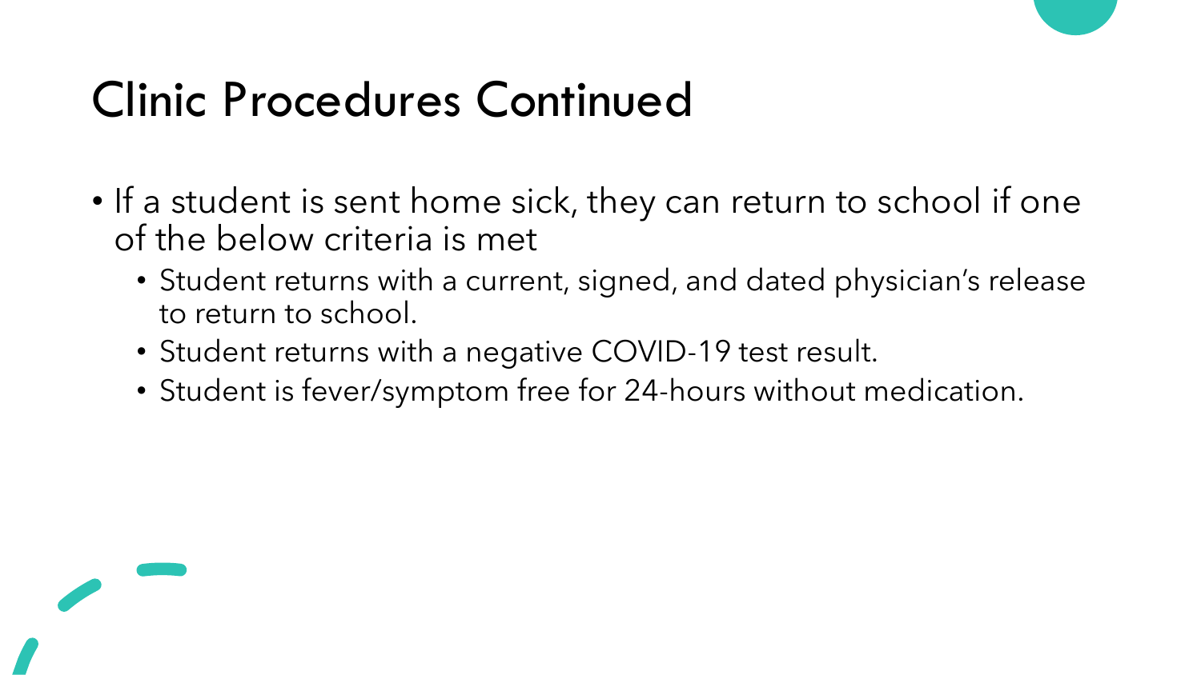# Clinic Procedures Continued

- If a student is sent home sick, they can return to school if one of the below criteria is met
  - Student returns with a current, signed, and dated physician's release to return to school.
  - Student returns with a negative COVID-19 test result.
  - Student is fever/symptom free for 24-hours without medication.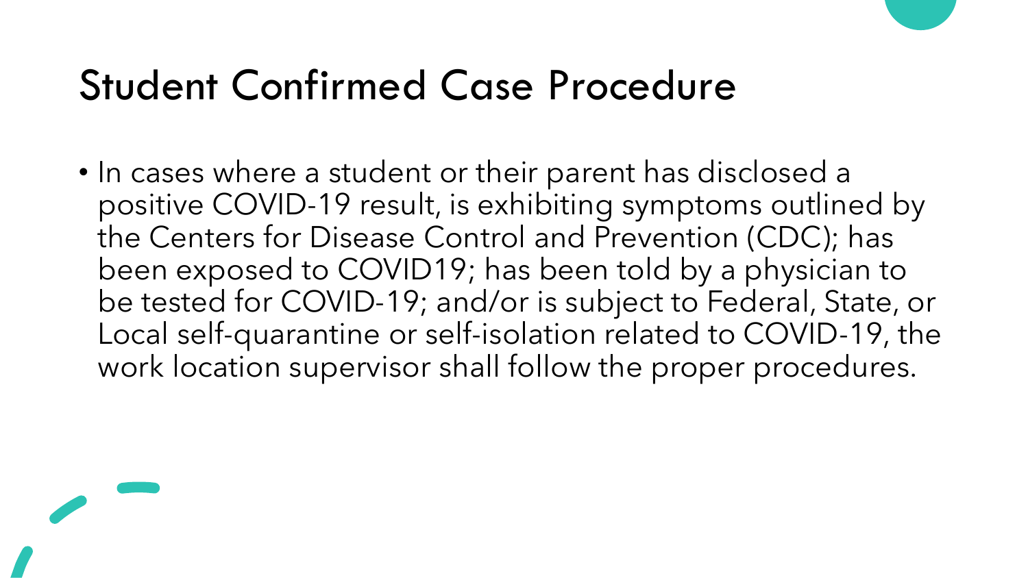# Student Confirmed Case Procedure

- In cases where a student or their parent has disclosed a positive COVID-19 result, is exhibiting symptoms outlined by the Centers for Disease Control and Prevention (CDC); has been exposed to COVID19; has been told by a physician to be tested for COVID-19; and/or is subject to Federal, State, or Local self-quarantine or self-isolation related to COVID-19, the work location supervisor shall follow the proper procedures.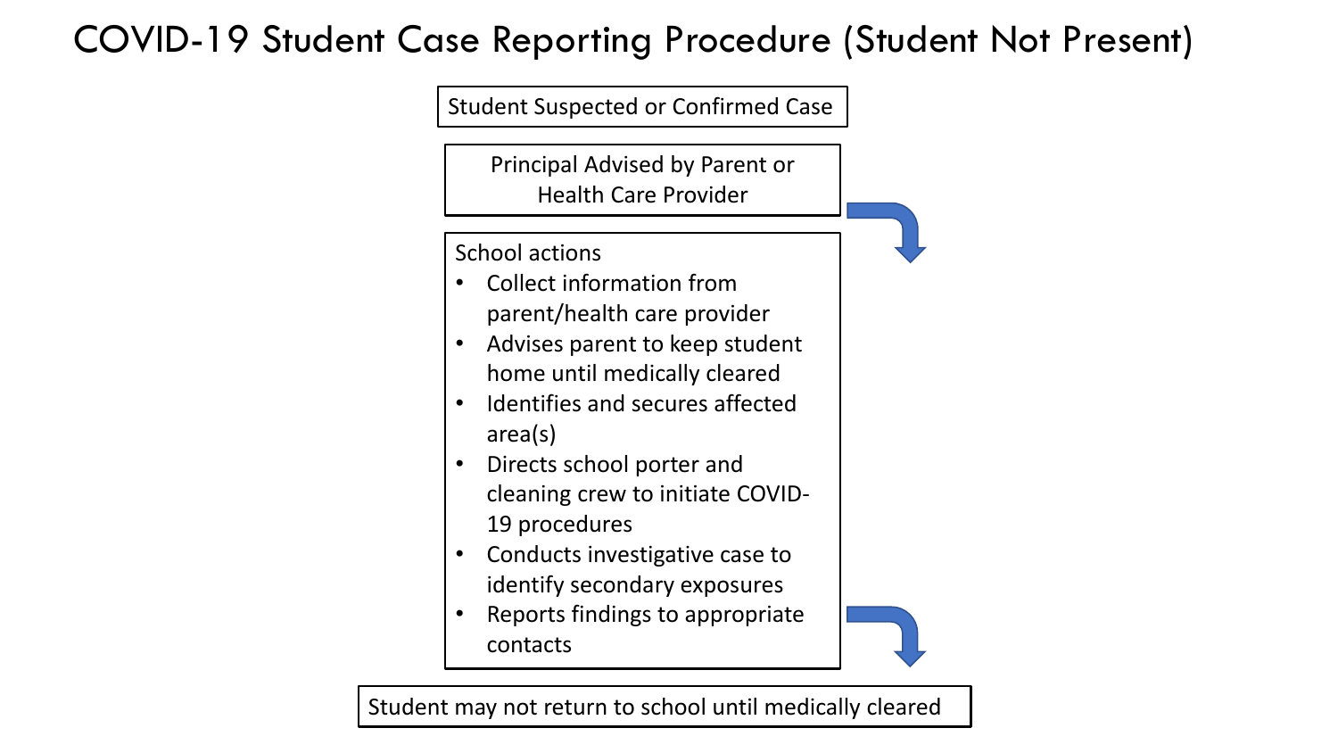# COVID-19 Student Case Reporting Procedure (Student Not Present)

Student Suspected or Confirmed Case

Principal Advised by Parent or Health Care Provider

School actions

- Collect information from parent/health care provider
- Advises parent to keep student home until medically cleared
- Identifies and secures affected area(s)
- Directs school porter and cleaning crew to initiate COVID-19 procedures
- Conducts investigative case to identify secondary exposures
- Reports findings to appropriate contacts

Student may not return to school until medically cleared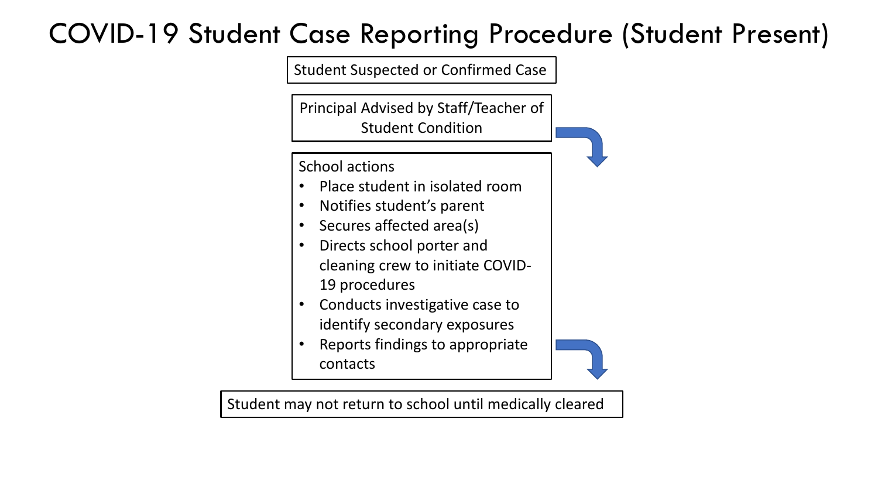# COVID-19 Student Case Reporting Procedure (Student Present)

Student Suspected or Confirmed Case

Principal Advised by Staff/Teacher of Student Condition

School actions

- Place student in isolated room
- Notifies student's parent
- Secures affected area(s)
- Directs school porter and cleaning crew to initiate COVID-19 procedures
- Conducts investigative case to identify secondary exposures
- Reports findings to appropriate contacts

Student may not return to school until medically cleared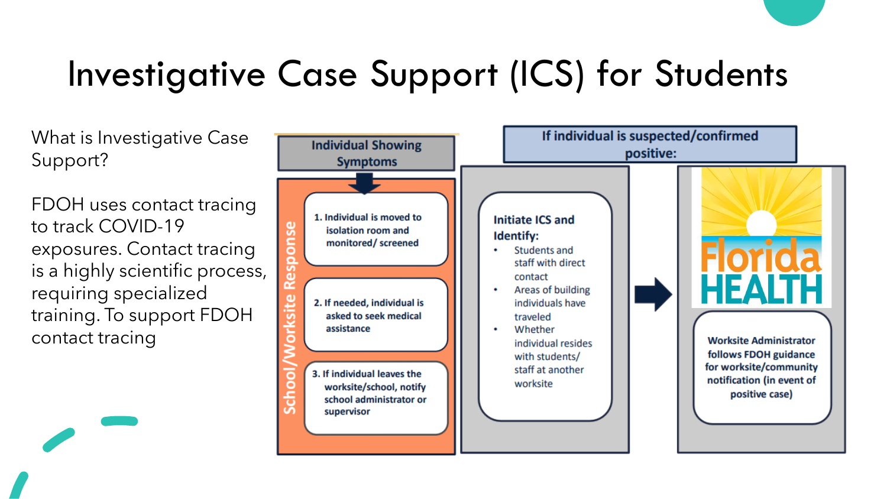# Investigative Case Support (ICS) for Students

What is Investigative Case Support?

FDOH uses contact tracing to track COVID-19 exposures. Contact tracing is a highly scientific process, requiring specialized training. To support FDOH contact tracing

**Individual Showing Symptoms**

**School/Worksite Response**

1. Individual is moved to isolation room and monitored/ screened
2. If needed, individual is asked to seek medical assistance
3. If individual leaves the worksite/school, notify school administrator or supervisor

**If individual is suspected/confirmed positive:**

**Initiate ICS and Identify:**

- Students and staff with direct contact
- Areas of building individuals have traveled
- Whether individual resides with students/ staff at another worksite

Florida HEALTH

**Worksite Administrator follows FDOH guidance for worksite/community notification (in event of positive case)**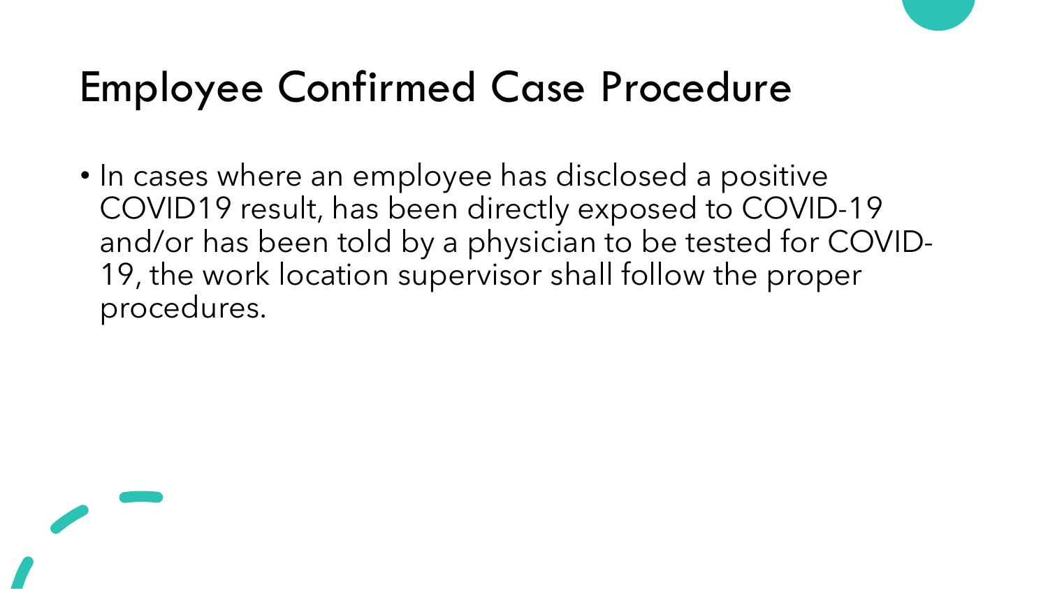# Employee Confirmed Case Procedure

- In cases where an employee has disclosed a positive COVID19 result, has been directly exposed to COVID-19 and/or has been told by a physician to be tested for COVID-19, the work location supervisor shall follow the proper procedures.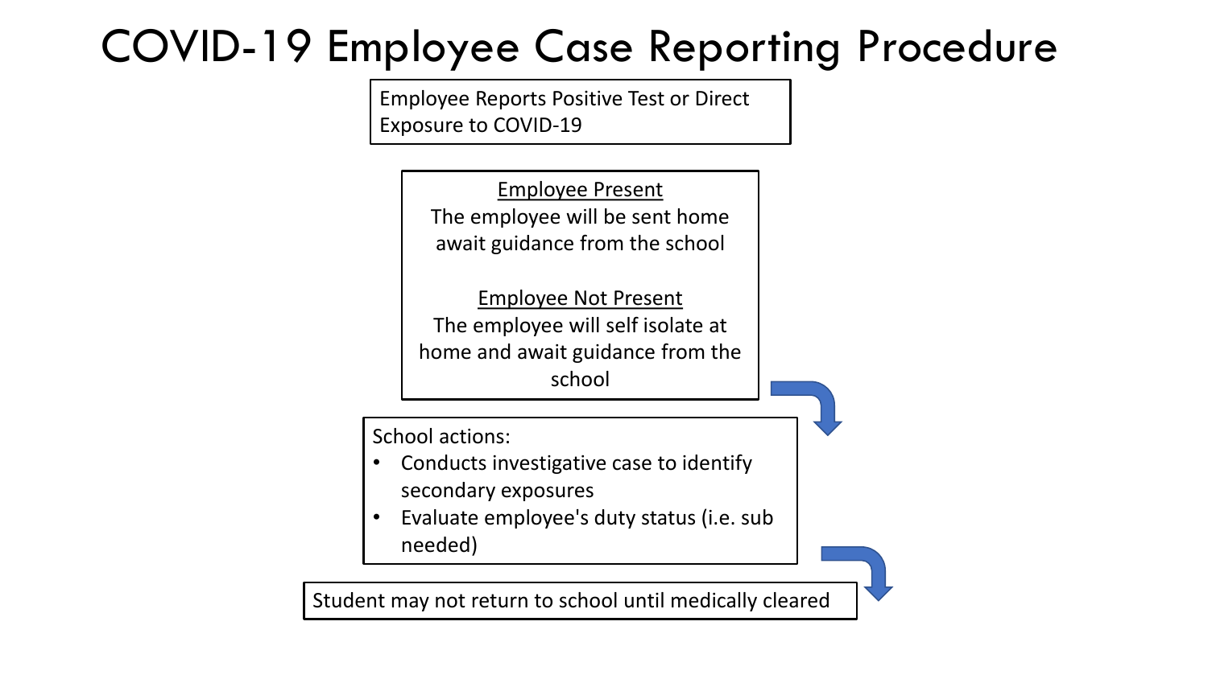# COVID-19 Employee Case Reporting Procedure

Employee Reports Positive Test or Direct Exposure to COVID-19

<u>Employee Present</u>

The employee will be sent home await guidance from the school

<u>Employee Not Present</u>

The employee will self isolate at home and await guidance from the school

School actions:

- Conducts investigative case to identify secondary exposures
- Evaluate employee's duty status (i.e. sub needed)

Student may not return to school until medically cleared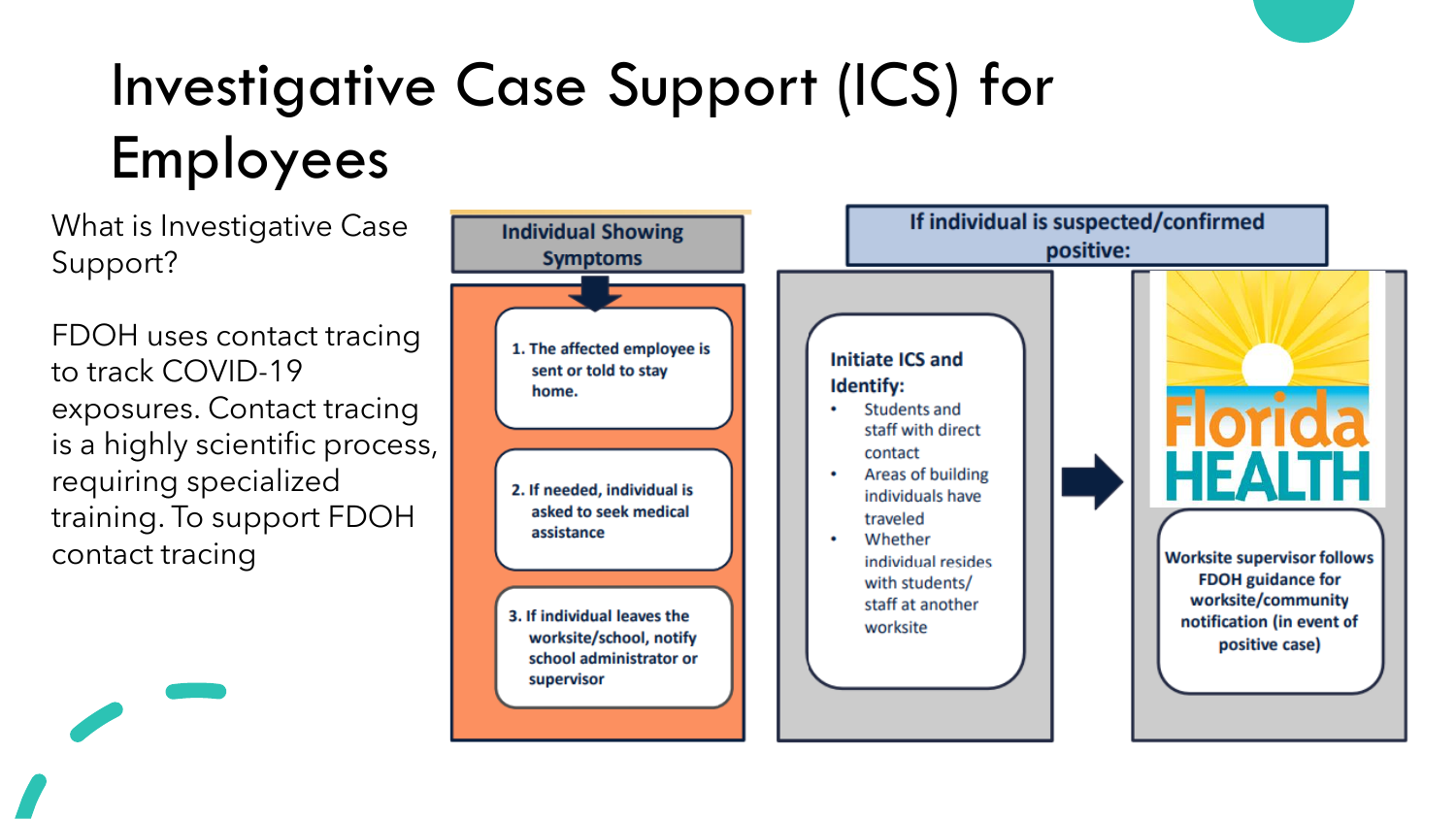# Investigative Case Support (ICS) for Employees

What is Investigative Case Support?

FDOH uses contact tracing to track COVID-19 exposures. Contact tracing is a highly scientific process, requiring specialized training. To support FDOH contact tracing

**Individual Showing Symptoms**

1. The affected employee is sent or told to stay home.
2. If needed, individual is asked to seek medical assistance
3. If individual leaves the worksite/school, notify school administrator or supervisor

**If individual is suspected/confirmed positive:**

**Initiate ICS and Identify:**

- Students and staff with direct contact
- Areas of building individuals have traveled
- Whether individual resides with students/ staff at another worksite

Florida HEALTH

Worksite supervisor follows FDOH guidance for worksite/community notification (in event of positive case)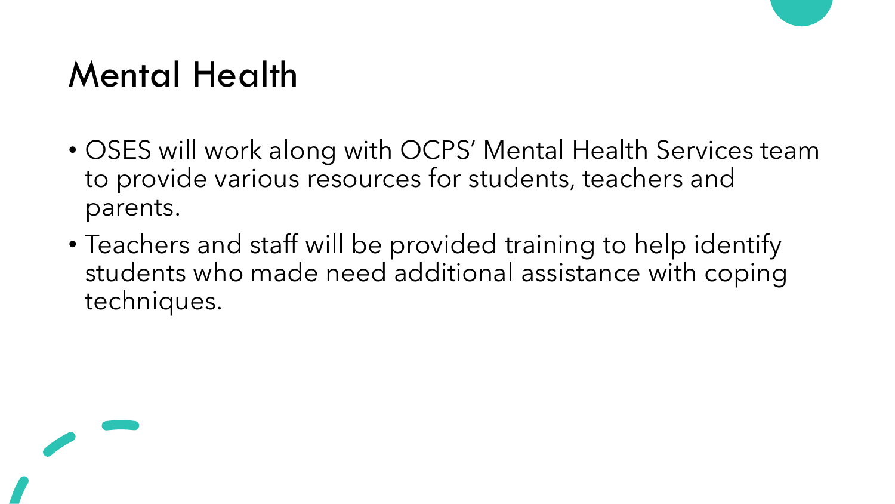# Mental Health

- OSES will work along with OCPS' Mental Health Services team to provide various resources for students, teachers and parents.
- Teachers and staff will be provided training to help identify students who made need additional assistance with coping techniques.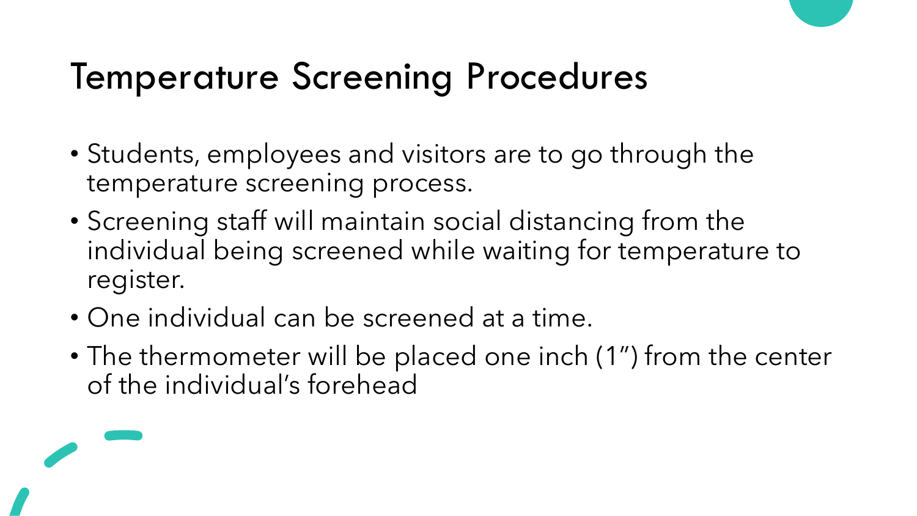# Temperature Screening Procedures

- Students, employees and visitors are to go through the temperature screening process.
- Screening staff will maintain social distancing from the individual being screened while waiting for temperature to register.
- One individual can be screened at a time.
- The thermometer will be placed one inch (1") from the center of the individual's forehead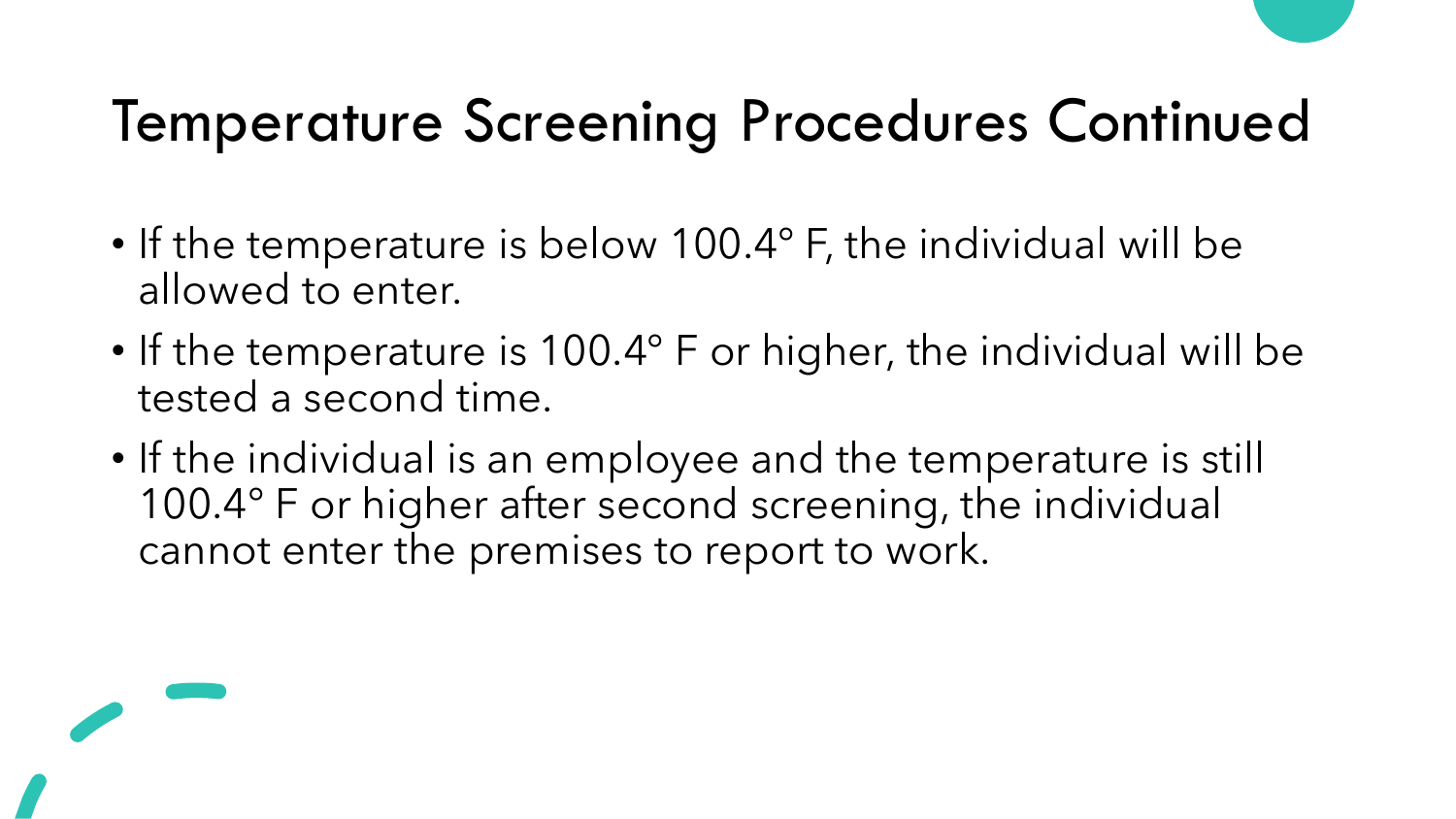# Temperature Screening Procedures Continued

- If the temperature is below 100.4° F, the individual will be allowed to enter.
- If the temperature is 100.4° F or higher, the individual will be tested a second time.
- If the individual is an employee and the temperature is still 100.4° F or higher after second screening, the individual cannot enter the premises to report to work.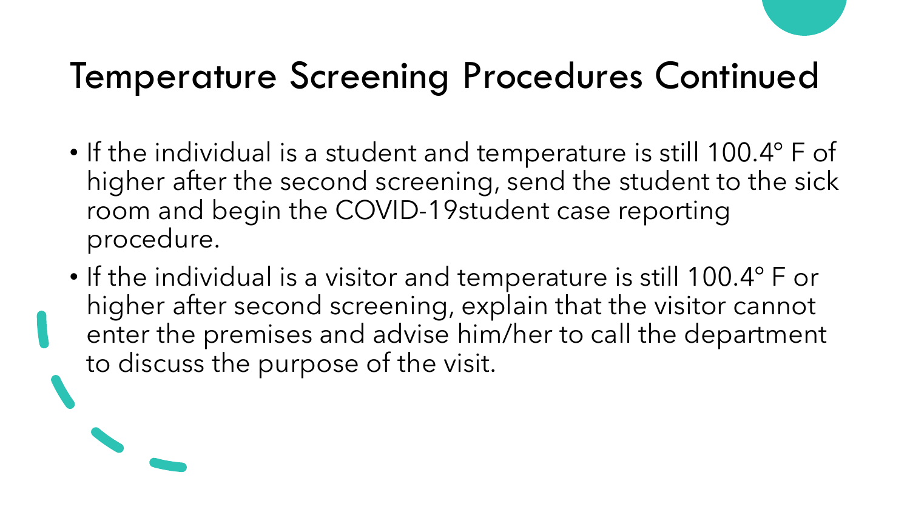# Temperature Screening Procedures Continued

- If the individual is a student and temperature is still 100.4° F of higher after the second screening, send the student to the sick room and begin the COVID-19student case reporting procedure.
- If the individual is a visitor and temperature is still 100.4° F or higher after second screening, explain that the visitor cannot enter the premises and advise him/her to call the department to discuss the purpose of the visit.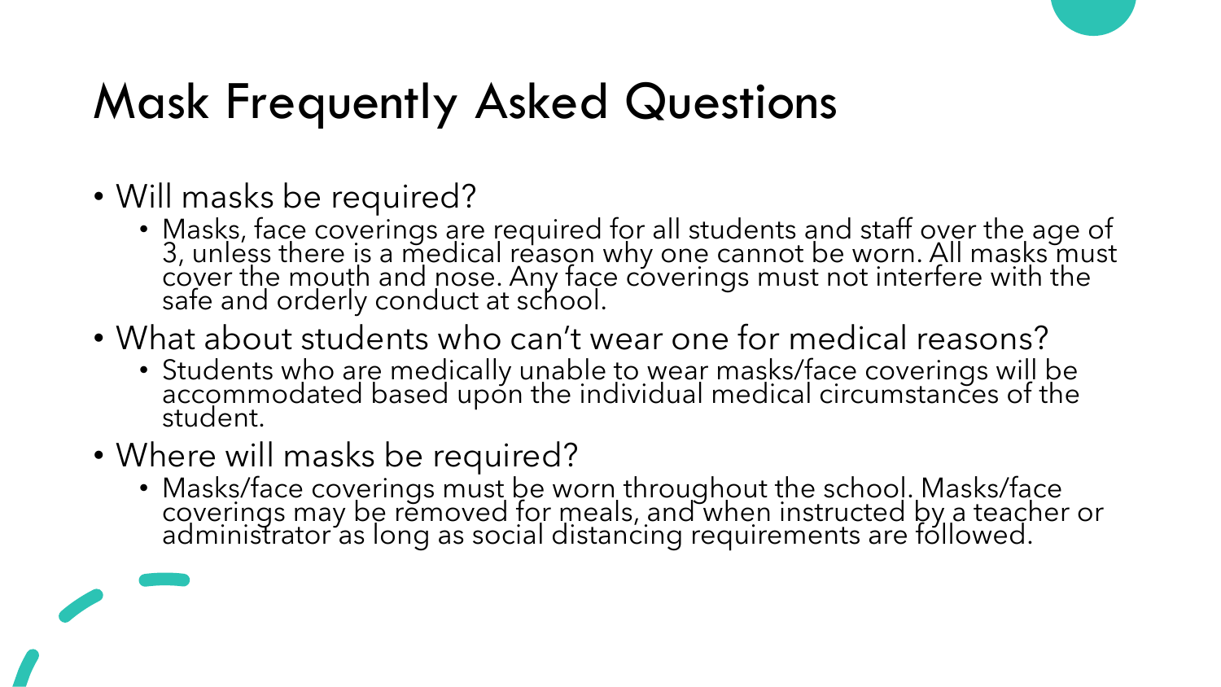# Mask Frequently Asked Questions

- Will masks be required?
  - Masks, face coverings are required for all students and staff over the age of 3, unless there is a medical reason why one cannot be worn. All masks must cover the mouth and nose. Any face coverings must not interfere with the safe and orderly conduct at school.
- What about students who can't wear one for medical reasons?
  - Students who are medically unable to wear masks/face coverings will be accommodated based upon the individual medical circumstances of the student.
- Where will masks be required?
  - Masks/face coverings must be worn throughout the school. Masks/face coverings may be removed for meals, and when instructed by a teacher or administrator as long as social distancing requirements are followed.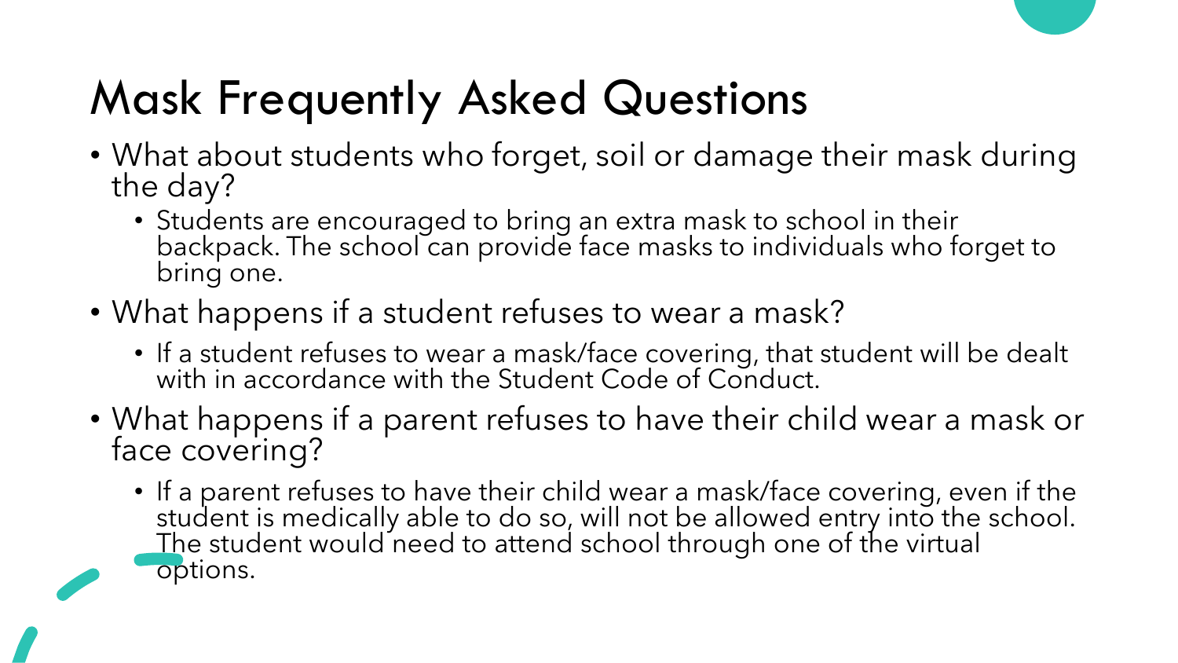# Mask Frequently Asked Questions

- What about students who forget, soil or damage their mask during the day?
  - Students are encouraged to bring an extra mask to school in their backpack. The school can provide face masks to individuals who forget to bring one.
- What happens if a student refuses to wear a mask?
  - If a student refuses to wear a mask/face covering, that student will be dealt with in accordance with the Student Code of Conduct.
- What happens if a parent refuses to have their child wear a mask or face covering?
  - If a parent refuses to have their child wear a mask/face covering, even if the student is medically able to do so, will not be allowed entry into the school. The student would need to attend school through one of the virtual options.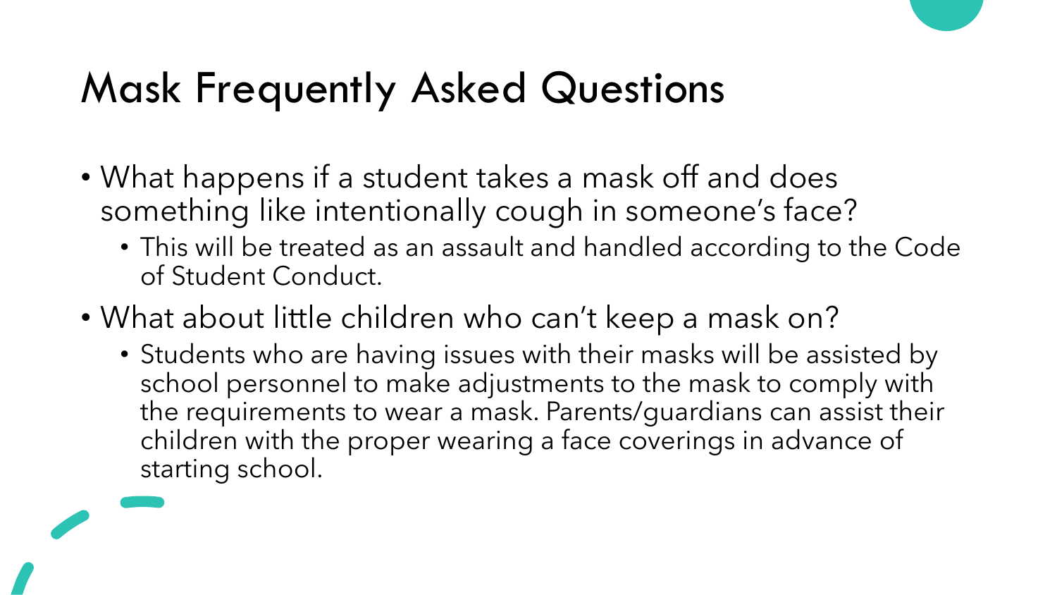# Mask Frequently Asked Questions

- What happens if a student takes a mask off and does something like intentionally cough in someone's face?
  - This will be treated as an assault and handled according to the Code of Student Conduct.
- What about little children who can't keep a mask on?
  - Students who are having issues with their masks will be assisted by school personnel to make adjustments to the mask to comply with the requirements to wear a mask. Parents/guardians can assist their children with the proper wearing a face coverings in advance of starting school.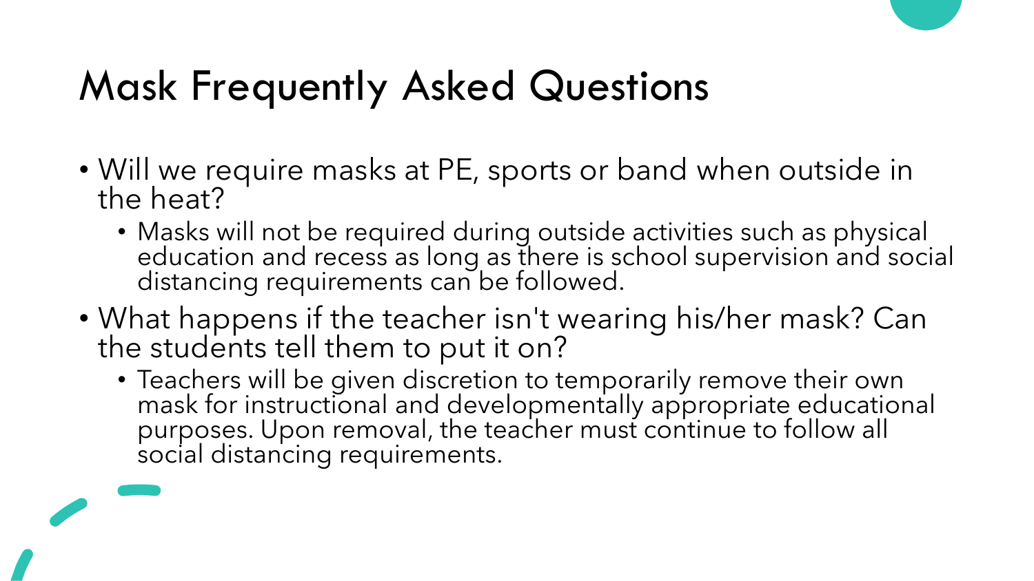# Mask Frequently Asked Questions

- Will we require masks at PE, sports or band when outside in the heat?
  - Masks will not be required during outside activities such as physical education and recess as long as there is school supervision and social distancing requirements can be followed.
- What happens if the teacher isn't wearing his/her mask? Can the students tell them to put it on?
  - Teachers will be given discretion to temporarily remove their own mask for instructional and developmentally appropriate educational purposes. Upon removal, the teacher must continue to follow all social distancing requirements.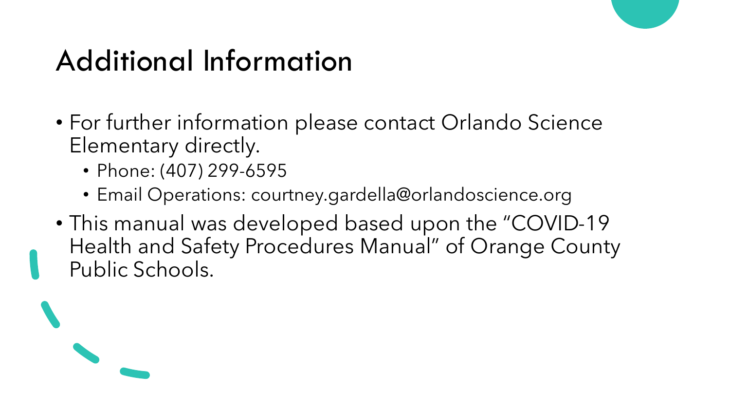# Additional Information

- For further information please contact Orlando Science Elementary directly.
  - Phone: (407) 299-6595
  - Email Operations: courtney.gardella@orlandoscience.org
- This manual was developed based upon the "COVID-19 Health and Safety Procedures Manual" of Orange County Public Schools.